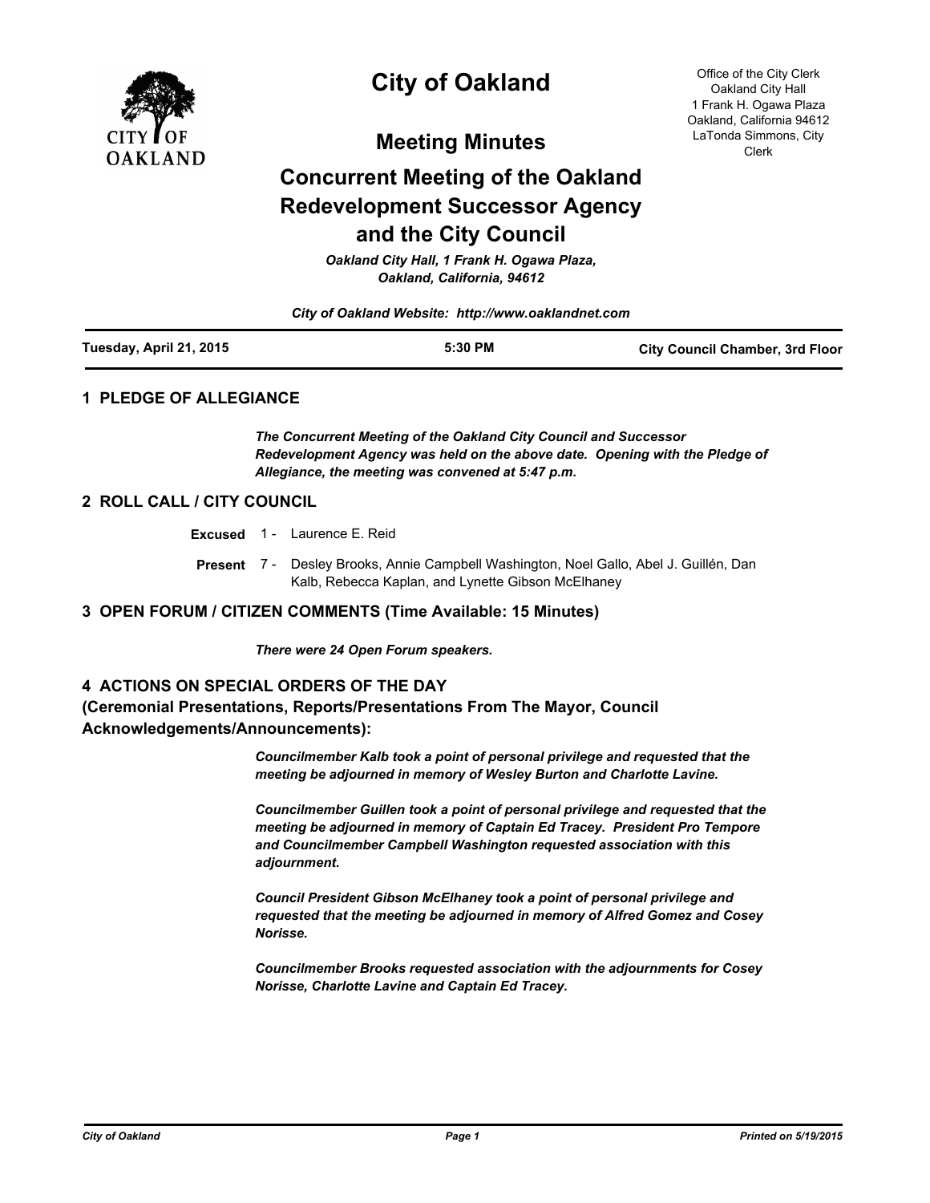# City of Oakland

## Meeting Minutes

## Concurrent Meeting of the Oakland Redevelopment Successor Agency and the City Council

*Oakland City Hall, 1 Frank H. Ogawa Plaza, Oakland, California, 94612*

*City of Oakland Website: http://www.oaklandnet.com*

Office of the City Clerk
Oakland City Hall
1 Frank H. Ogawa Plaza
Oakland, California 94612
LaTonda Simmons, City Clerk

**Tuesday, April 21, 2015** | **5:30 PM** | **City Council Chamber, 3rd Floor**

### 1 PLEDGE OF ALLEGIANCE

***The Concurrent Meeting of the Oakland City Council and Successor Redevelopment Agency was held on the above date. Opening with the Pledge of Allegiance, the meeting was convened at 5:47 p.m.***

### 2 ROLL CALL / CITY COUNCIL

**Excused** 1 - Laurence E. Reid

**Present** 7 - Desley Brooks, Annie Campbell Washington, Noel Gallo, Abel J. Guillén, Dan Kalb, Rebecca Kaplan, and Lynette Gibson McElhaney

### 3 OPEN FORUM / CITIZEN COMMENTS (Time Available: 15 Minutes)

***There were 24 Open Forum speakers.***

### 4 ACTIONS ON SPECIAL ORDERS OF THE DAY (Ceremonial Presentations, Reports/Presentations From The Mayor, Council Acknowledgements/Announcements):

***Councilmember Kalb took a point of personal privilege and requested that the meeting be adjourned in memory of Wesley Burton and Charlotte Lavine.***

***Councilmember Guillen took a point of personal privilege and requested that the meeting be adjourned in memory of Captain Ed Tracey. President Pro Tempore and Councilmember Campbell Washington requested association with this adjournment.***

***Council President Gibson McElhaney took a point of personal privilege and requested that the meeting be adjourned in memory of Alfred Gomez and Cosey Norisse.***

***Councilmember Brooks requested association with the adjournments for Cosey Norisse, Charlotte Lavine and Captain Ed Tracey.***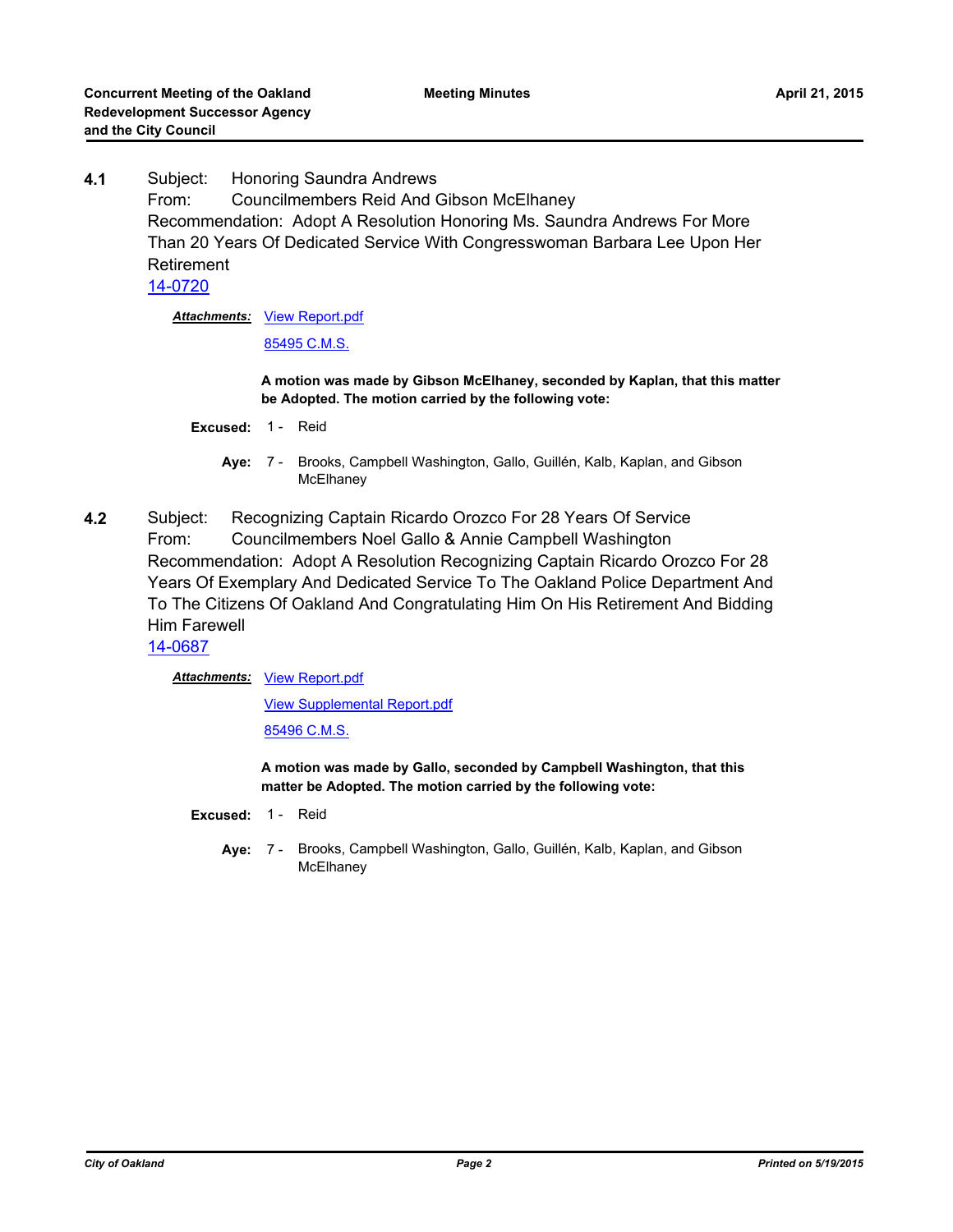**4.1** Subject: Honoring Saundra Andrews
From: Councilmembers Reid And Gibson McElhaney
Recommendation: Adopt A Resolution Honoring Ms. Saundra Andrews For More Than 20 Years Of Dedicated Service With Congresswoman Barbara Lee Upon Her Retirement
14-0720

***Attachments:*** View Report.pdf
85495 C.M.S.

**A motion was made by Gibson McElhaney, seconded by Kaplan, that this matter be Adopted. The motion carried by the following vote:**

**Excused:** 1 - Reid

**Aye:** 7 - Brooks, Campbell Washington, Gallo, Guillén, Kalb, Kaplan, and Gibson McElhaney

**4.2** Subject: Recognizing Captain Ricardo Orozco For 28 Years Of Service
From: Councilmembers Noel Gallo & Annie Campbell Washington
Recommendation: Adopt A Resolution Recognizing Captain Ricardo Orozco For 28 Years Of Exemplary And Dedicated Service To The Oakland Police Department And To The Citizens Of Oakland And Congratulating Him On His Retirement And Bidding Him Farewell
14-0687

***Attachments:*** View Report.pdf
View Supplemental Report.pdf
85496 C.M.S.

**A motion was made by Gallo, seconded by Campbell Washington, that this matter be Adopted. The motion carried by the following vote:**

**Excused:** 1 - Reid

**Aye:** 7 - Brooks, Campbell Washington, Gallo, Guillén, Kalb, Kaplan, and Gibson McElhaney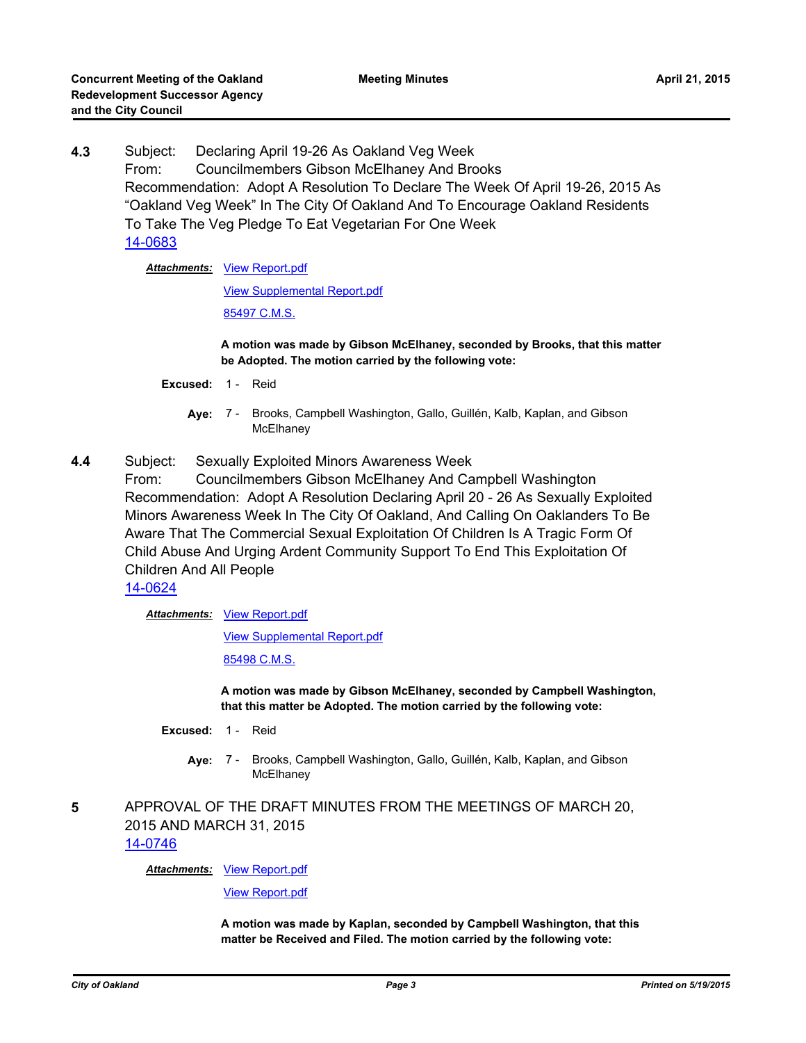**4.3** Subject: Declaring April 19-26 As Oakland Veg Week
From: Councilmembers Gibson McElhaney And Brooks
Recommendation: Adopt A Resolution To Declare The Week Of April 19-26, 2015 As "Oakland Veg Week" In The City Of Oakland And To Encourage Oakland Residents To Take The Veg Pledge To Eat Vegetarian For One Week
14-0683

***Attachments:*** View Report.pdf
View Supplemental Report.pdf
85497 C.M.S.

**A motion was made by Gibson McElhaney, seconded by Brooks, that this matter be Adopted. The motion carried by the following vote:**

**Excused:** 1 - Reid

**Aye:** 7 - Brooks, Campbell Washington, Gallo, Guillén, Kalb, Kaplan, and Gibson McElhaney

**4.4** Subject: Sexually Exploited Minors Awareness Week
From: Councilmembers Gibson McElhaney And Campbell Washington
Recommendation: Adopt A Resolution Declaring April 20 - 26 As Sexually Exploited Minors Awareness Week In The City Of Oakland, And Calling On Oaklanders To Be Aware That The Commercial Sexual Exploitation Of Children Is A Tragic Form Of Child Abuse And Urging Ardent Community Support To End This Exploitation Of Children And All People
14-0624

***Attachments:*** View Report.pdf
View Supplemental Report.pdf
85498 C.M.S.

**A motion was made by Gibson McElhaney, seconded by Campbell Washington, that this matter be Adopted. The motion carried by the following vote:**

**Excused:** 1 - Reid

**Aye:** 7 - Brooks, Campbell Washington, Gallo, Guillén, Kalb, Kaplan, and Gibson McElhaney

**5** APPROVAL OF THE DRAFT MINUTES FROM THE MEETINGS OF MARCH 20, 2015 AND MARCH 31, 2015
14-0746

***Attachments:*** View Report.pdf
View Report.pdf

**A motion was made by Kaplan, seconded by Campbell Washington, that this matter be Received and Filed. The motion carried by the following vote:**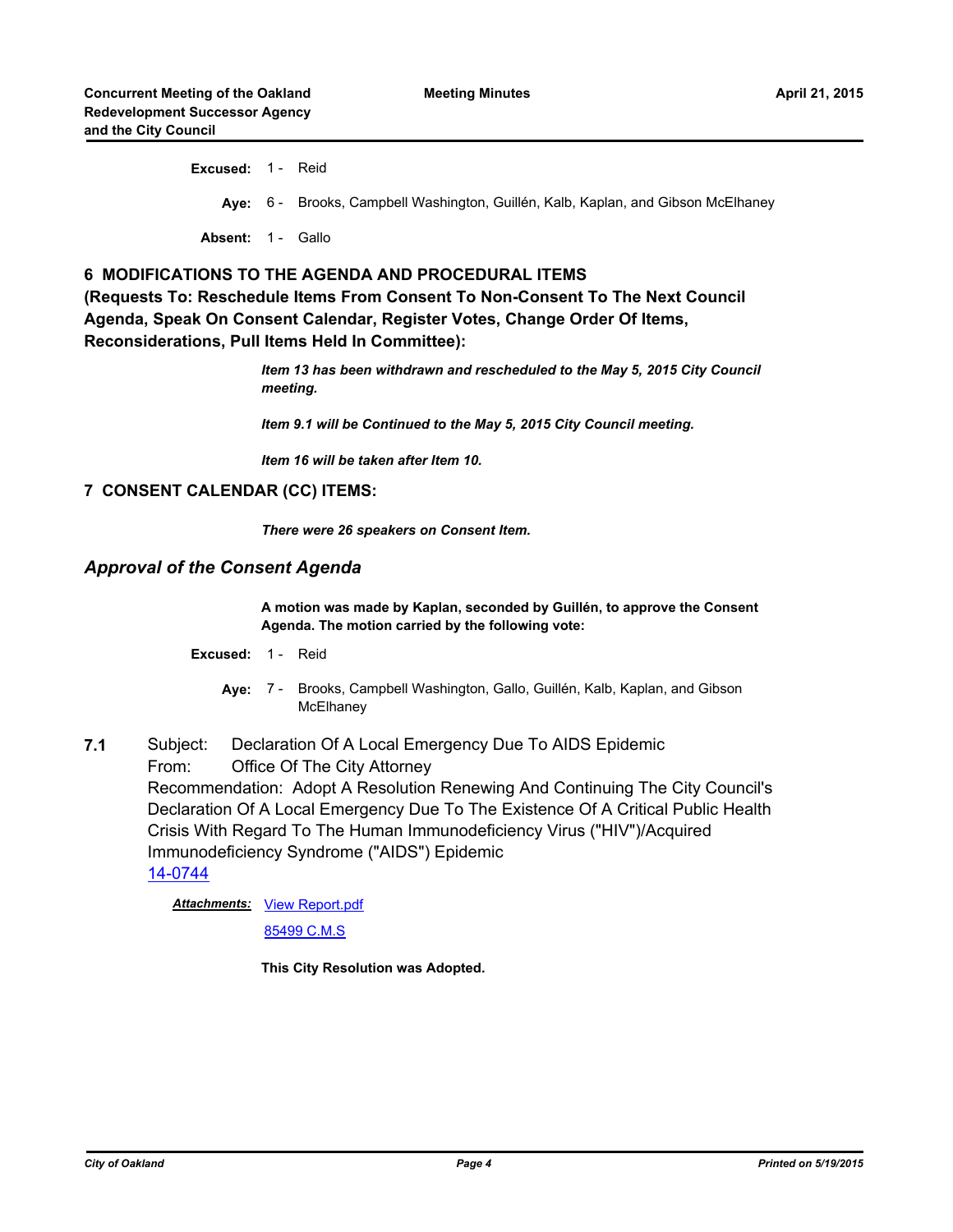**Excused:** 1 - Reid

**Aye:** 6 - Brooks, Campbell Washington, Guillén, Kalb, Kaplan, and Gibson McElhaney

**Absent:** 1 - Gallo

## 6 MODIFICATIONS TO THE AGENDA AND PROCEDURAL ITEMS (Requests To: Reschedule Items From Consent To Non-Consent To The Next Council Agenda, Speak On Consent Calendar, Register Votes, Change Order Of Items, Reconsiderations, Pull Items Held In Committee):

***Item 13 has been withdrawn and rescheduled to the May 5, 2015 City Council meeting.***

***Item 9.1 will be Continued to the May 5, 2015 City Council meeting.***

***Item 16 will be taken after Item 10.***

## 7 CONSENT CALENDAR (CC) ITEMS:

***There were 26 speakers on Consent Item.***

### *Approval of the Consent Agenda*

**A motion was made by Kaplan, seconded by Guillén, to approve the Consent Agenda. The motion carried by the following vote:**

**Excused:** 1 - Reid

**Aye:** 7 - Brooks, Campbell Washington, Gallo, Guillén, Kalb, Kaplan, and Gibson McElhaney

**7.1** Subject: Declaration Of A Local Emergency Due To AIDS Epidemic
From: Office Of The City Attorney
Recommendation: Adopt A Resolution Renewing And Continuing The City Council's Declaration Of A Local Emergency Due To The Existence Of A Critical Public Health Crisis With Regard To The Human Immunodeficiency Virus ("HIV")/Acquired Immunodeficiency Syndrome ("AIDS") Epidemic
14-0744

***Attachments:*** View Report.pdf
85499 C.M.S

**This City Resolution was Adopted.**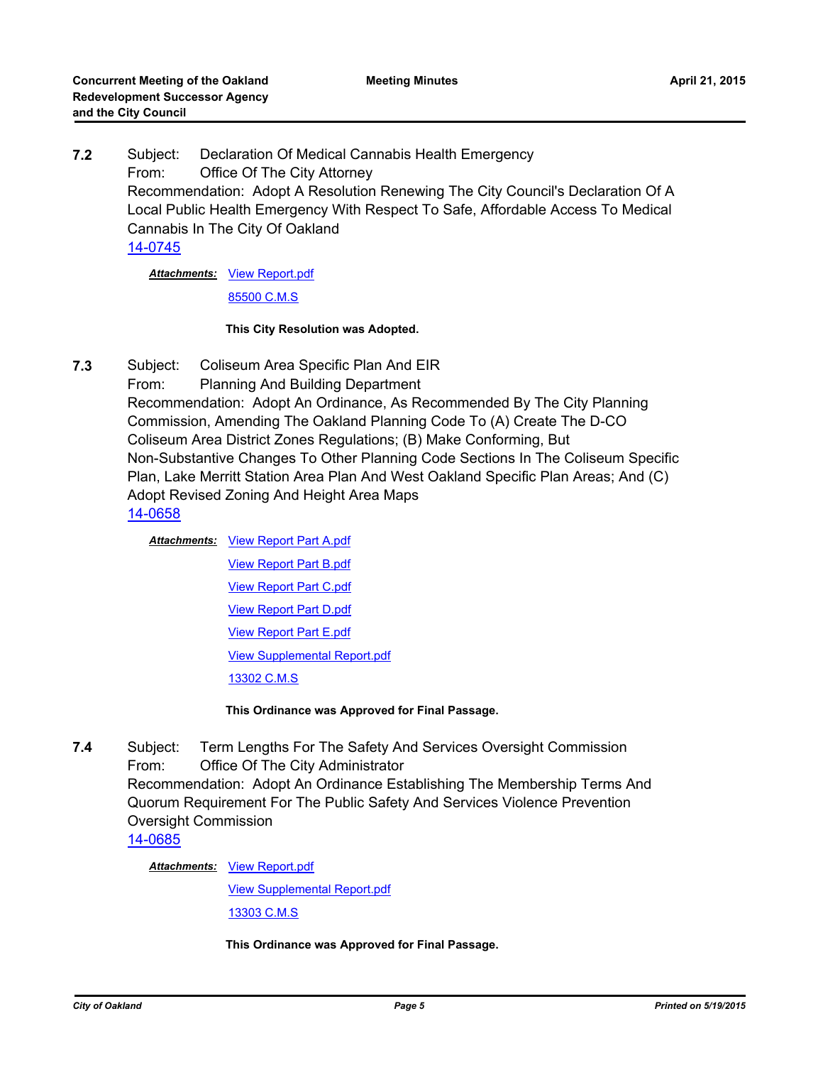**7.2** Subject: Declaration Of Medical Cannabis Health Emergency
From: Office Of The City Attorney
Recommendation: Adopt A Resolution Renewing The City Council's Declaration Of A Local Public Health Emergency With Respect To Safe, Affordable Access To Medical Cannabis In The City Of Oakland
14-0745

***Attachments:*** View Report.pdf
85500 C.M.S

**This City Resolution was Adopted.**

**7.3** Subject: Coliseum Area Specific Plan And EIR
From: Planning And Building Department
Recommendation: Adopt An Ordinance, As Recommended By The City Planning Commission, Amending The Oakland Planning Code To (A) Create The D-CO Coliseum Area District Zones Regulations; (B) Make Conforming, But Non-Substantive Changes To Other Planning Code Sections In The Coliseum Specific Plan, Lake Merritt Station Area Plan And West Oakland Specific Plan Areas; And (C) Adopt Revised Zoning And Height Area Maps
14-0658

***Attachments:*** View Report Part A.pdf
View Report Part B.pdf
View Report Part C.pdf
View Report Part D.pdf
View Report Part E.pdf
View Supplemental Report.pdf
13302 C.M.S

**This Ordinance was Approved for Final Passage.**

**7.4** Subject: Term Lengths For The Safety And Services Oversight Commission
From: Office Of The City Administrator
Recommendation: Adopt An Ordinance Establishing The Membership Terms And Quorum Requirement For The Public Safety And Services Violence Prevention Oversight Commission
14-0685

***Attachments:*** View Report.pdf
View Supplemental Report.pdf
13303 C.M.S

**This Ordinance was Approved for Final Passage.**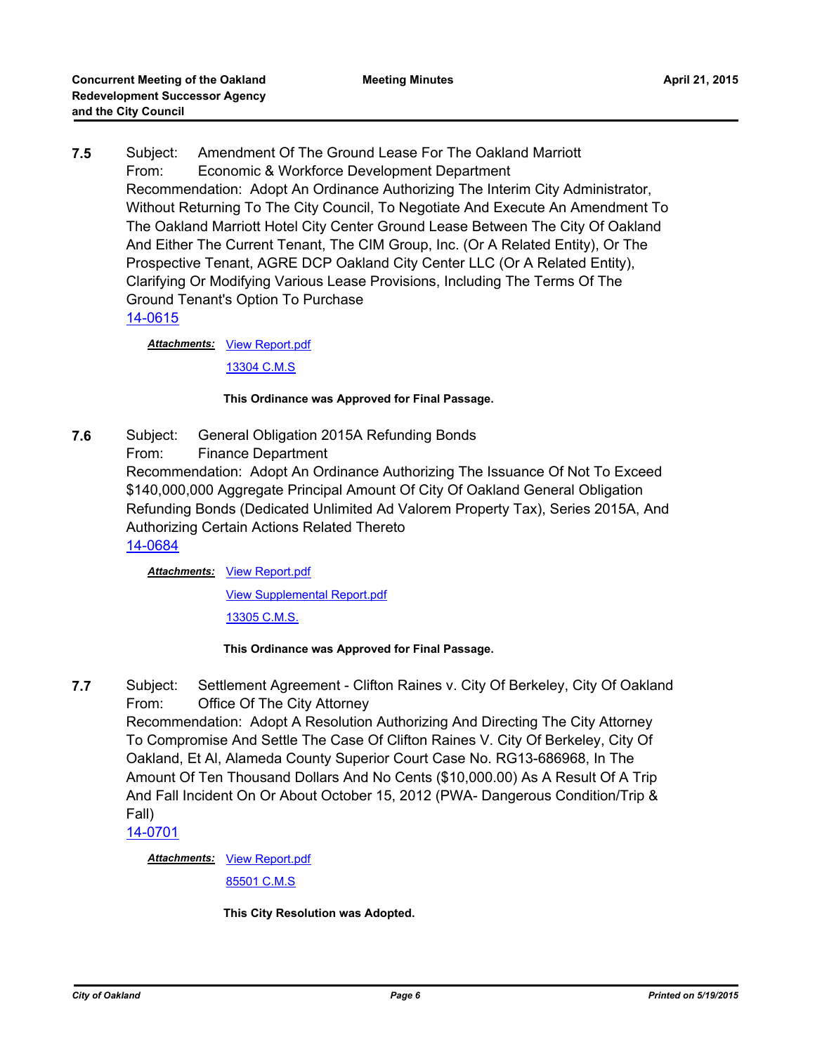**7.5** Subject: Amendment Of The Ground Lease For The Oakland Marriott
From: Economic & Workforce Development Department
Recommendation: Adopt An Ordinance Authorizing The Interim City Administrator, Without Returning To The City Council, To Negotiate And Execute An Amendment To The Oakland Marriott Hotel City Center Ground Lease Between The City Of Oakland And Either The Current Tenant, The CIM Group, Inc. (Or A Related Entity), Or The Prospective Tenant, AGRE DCP Oakland City Center LLC (Or A Related Entity), Clarifying Or Modifying Various Lease Provisions, Including The Terms Of The Ground Tenant's Option To Purchase
14-0615

***Attachments:*** View Report.pdf
13304 C.M.S

**This Ordinance was Approved for Final Passage.**

**7.6** Subject: General Obligation 2015A Refunding Bonds
From: Finance Department
Recommendation: Adopt An Ordinance Authorizing The Issuance Of Not To Exceed $140,000,000 Aggregate Principal Amount Of City Of Oakland General Obligation Refunding Bonds (Dedicated Unlimited Ad Valorem Property Tax), Series 2015A, And Authorizing Certain Actions Related Thereto
14-0684

***Attachments:*** View Report.pdf
View Supplemental Report.pdf
13305 C.M.S.

**This Ordinance was Approved for Final Passage.**

**7.7** Subject: Settlement Agreement - Clifton Raines v. City Of Berkeley, City Of Oakland
From: Office Of The City Attorney
Recommendation: Adopt A Resolution Authorizing And Directing The City Attorney To Compromise And Settle The Case Of Clifton Raines V. City Of Berkeley, City Of Oakland, Et Al, Alameda County Superior Court Case No. RG13-686968, In The Amount Of Ten Thousand Dollars And No Cents ($10,000.00) As A Result Of A Trip And Fall Incident On Or About October 15, 2012 (PWA- Dangerous Condition/Trip & Fall)
14-0701

***Attachments:*** View Report.pdf
85501 C.M.S

**This City Resolution was Adopted.**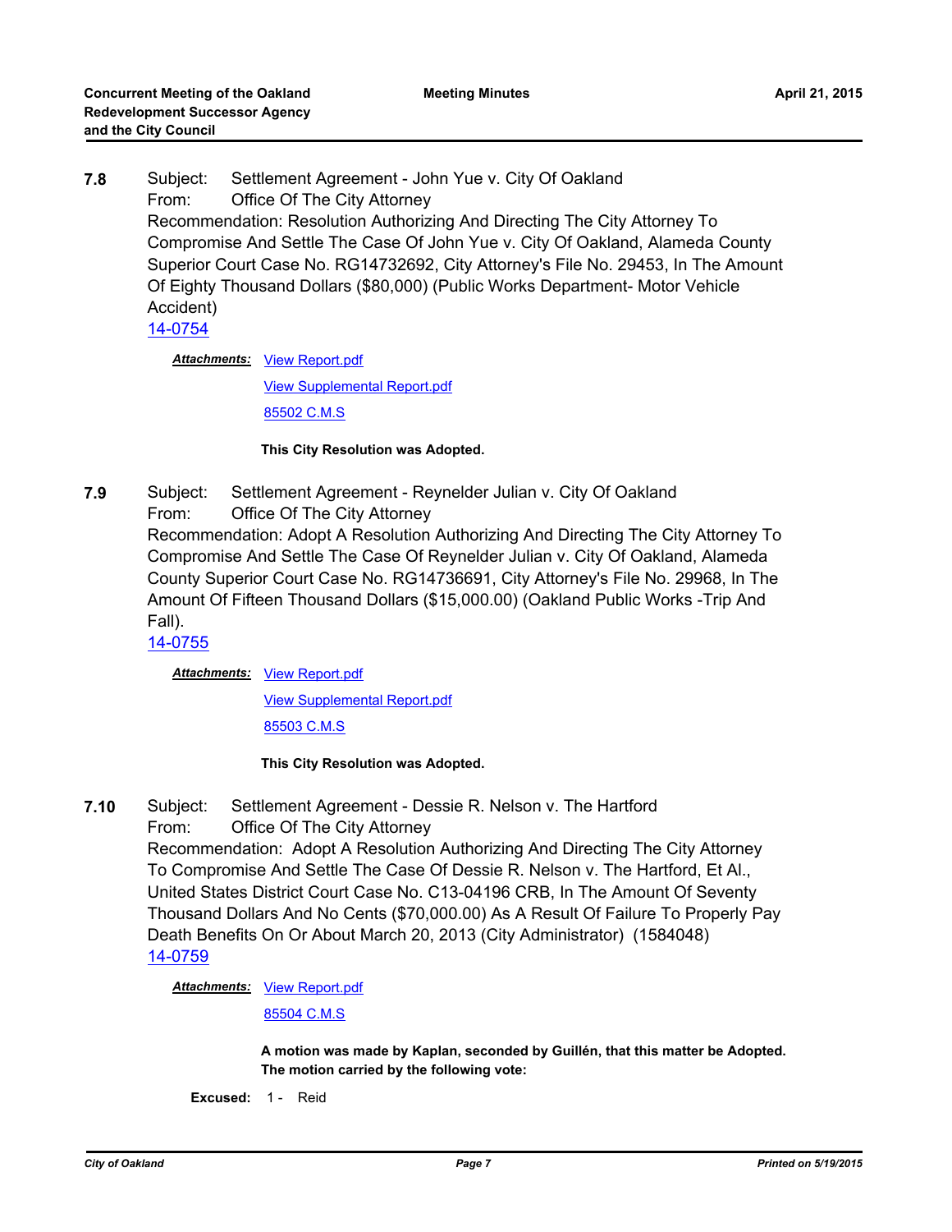**7.8** Subject: Settlement Agreement - John Yue v. City Of Oakland
From: Office Of The City Attorney
Recommendation: Resolution Authorizing And Directing The City Attorney To Compromise And Settle The Case Of John Yue v. City Of Oakland, Alameda County Superior Court Case No. RG14732692, City Attorney's File No. 29453, In The Amount Of Eighty Thousand Dollars ($80,000) (Public Works Department- Motor Vehicle Accident)
14-0754

***Attachments:*** View Report.pdf
View Supplemental Report.pdf
85502 C.M.S

**This City Resolution was Adopted.**

**7.9** Subject: Settlement Agreement - Reynelder Julian v. City Of Oakland
From: Office Of The City Attorney
Recommendation: Adopt A Resolution Authorizing And Directing The City Attorney To Compromise And Settle The Case Of Reynelder Julian v. City Of Oakland, Alameda County Superior Court Case No. RG14736691, City Attorney's File No. 29968, In The Amount Of Fifteen Thousand Dollars ($15,000.00) (Oakland Public Works -Trip And Fall).
14-0755

***Attachments:*** View Report.pdf
View Supplemental Report.pdf
85503 C.M.S

**This City Resolution was Adopted.**

**7.10** Subject: Settlement Agreement - Dessie R. Nelson v. The Hartford
From: Office Of The City Attorney
Recommendation: Adopt A Resolution Authorizing And Directing The City Attorney To Compromise And Settle The Case Of Dessie R. Nelson v. The Hartford, Et Al., United States District Court Case No. C13-04196 CRB, In The Amount Of Seventy Thousand Dollars And No Cents ($70,000.00) As A Result Of Failure To Properly Pay Death Benefits On Or About March 20, 2013 (City Administrator) (1584048)
14-0759

***Attachments:*** View Report.pdf
85504 C.M.S

**A motion was made by Kaplan, seconded by Guillén, that this matter be Adopted. The motion carried by the following vote:**

**Excused:** 1 - Reid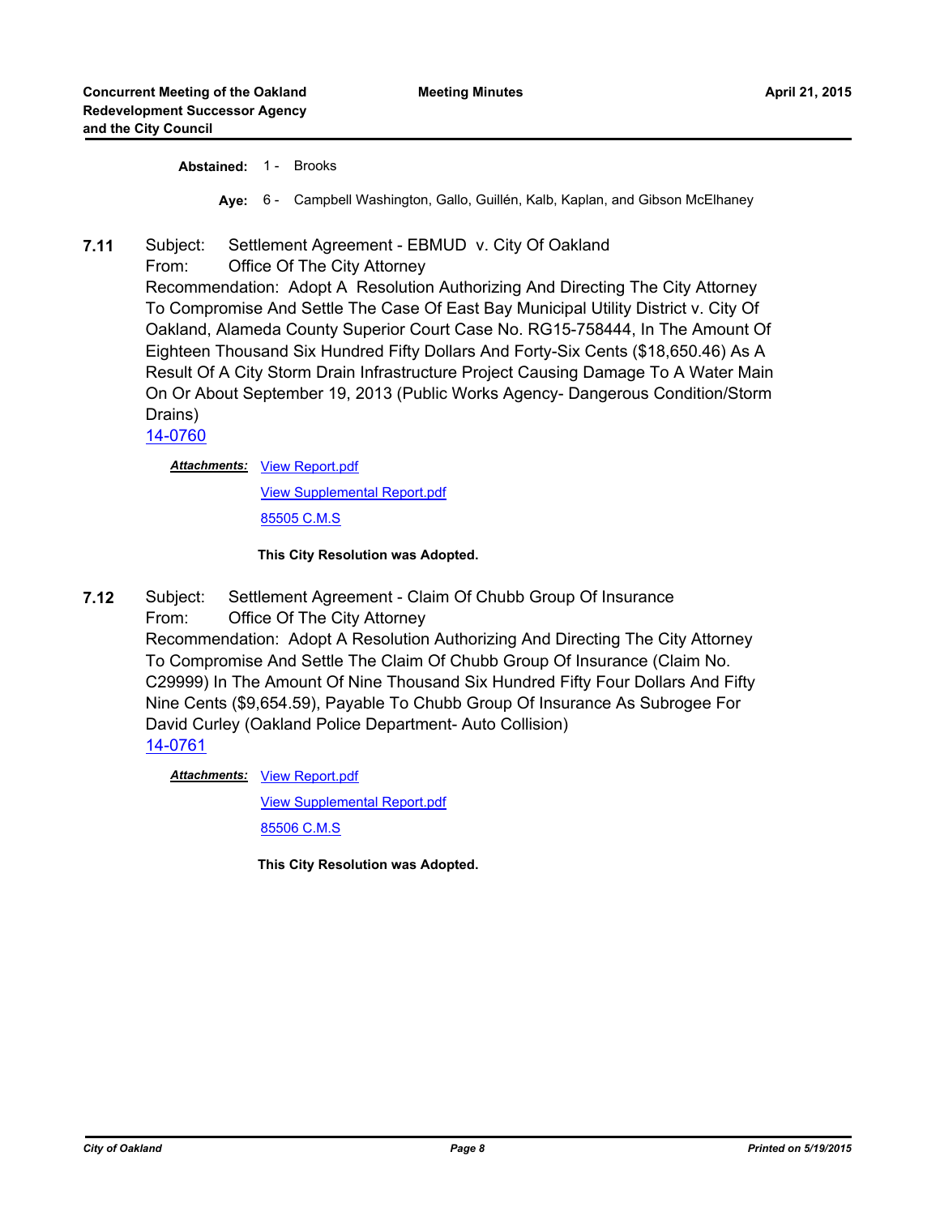**Abstained:** 1 - Brooks

**Aye:** 6 - Campbell Washington, Gallo, Guillén, Kalb, Kaplan, and Gibson McElhaney

**7.11** Subject: Settlement Agreement - EBMUD v. City Of Oakland
From: Office Of The City Attorney
Recommendation: Adopt A Resolution Authorizing And Directing The City Attorney To Compromise And Settle The Case Of East Bay Municipal Utility District v. City Of Oakland, Alameda County Superior Court Case No. RG15-758444, In The Amount Of Eighteen Thousand Six Hundred Fifty Dollars And Forty-Six Cents ($18,650.46) As A Result Of A City Storm Drain Infrastructure Project Causing Damage To A Water Main On Or About September 19, 2013 (Public Works Agency- Dangerous Condition/Storm Drains)
14-0760

***Attachments:*** View Report.pdf
View Supplemental Report.pdf
85505 C.M.S

**This City Resolution was Adopted.**

**7.12** Subject: Settlement Agreement - Claim Of Chubb Group Of Insurance
From: Office Of The City Attorney
Recommendation: Adopt A Resolution Authorizing And Directing The City Attorney To Compromise And Settle The Claim Of Chubb Group Of Insurance (Claim No. C29999) In The Amount Of Nine Thousand Six Hundred Fifty Four Dollars And Fifty Nine Cents ($9,654.59), Payable To Chubb Group Of Insurance As Subrogee For David Curley (Oakland Police Department- Auto Collision)
14-0761

***Attachments:*** View Report.pdf
View Supplemental Report.pdf
85506 C.M.S

**This City Resolution was Adopted.**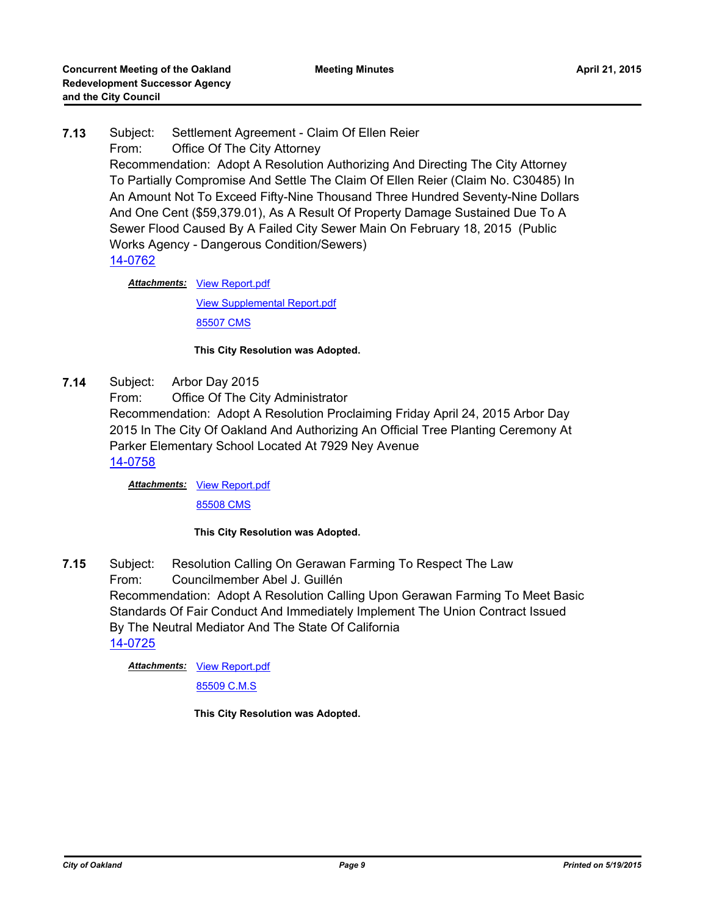**7.13** Subject: Settlement Agreement - Claim Of Ellen Reier

From: Office Of The City Attorney

Recommendation: Adopt A Resolution Authorizing And Directing The City Attorney To Partially Compromise And Settle The Claim Of Ellen Reier (Claim No. C30485) In An Amount Not To Exceed Fifty-Nine Thousand Three Hundred Seventy-Nine Dollars And One Cent ($59,379.01), As A Result Of Property Damage Sustained Due To A Sewer Flood Caused By A Failed City Sewer Main On February 18, 2015 (Public Works Agency - Dangerous Condition/Sewers)

14-0762

***Attachments:*** View Report.pdf

View Supplemental Report.pdf

85507 CMS

**This City Resolution was Adopted.**

**7.14** Subject: Arbor Day 2015

From: Office Of The City Administrator

Recommendation: Adopt A Resolution Proclaiming Friday April 24, 2015 Arbor Day 2015 In The City Of Oakland And Authorizing An Official Tree Planting Ceremony At Parker Elementary School Located At 7929 Ney Avenue

14-0758

***Attachments:*** View Report.pdf

85508 CMS

**This City Resolution was Adopted.**

**7.15** Subject: Resolution Calling On Gerawan Farming To Respect The Law

From: Councilmember Abel J. Guillén

Recommendation: Adopt A Resolution Calling Upon Gerawan Farming To Meet Basic Standards Of Fair Conduct And Immediately Implement The Union Contract Issued By The Neutral Mediator And The State Of California

14-0725

***Attachments:*** View Report.pdf

85509 C.M.S

**This City Resolution was Adopted.**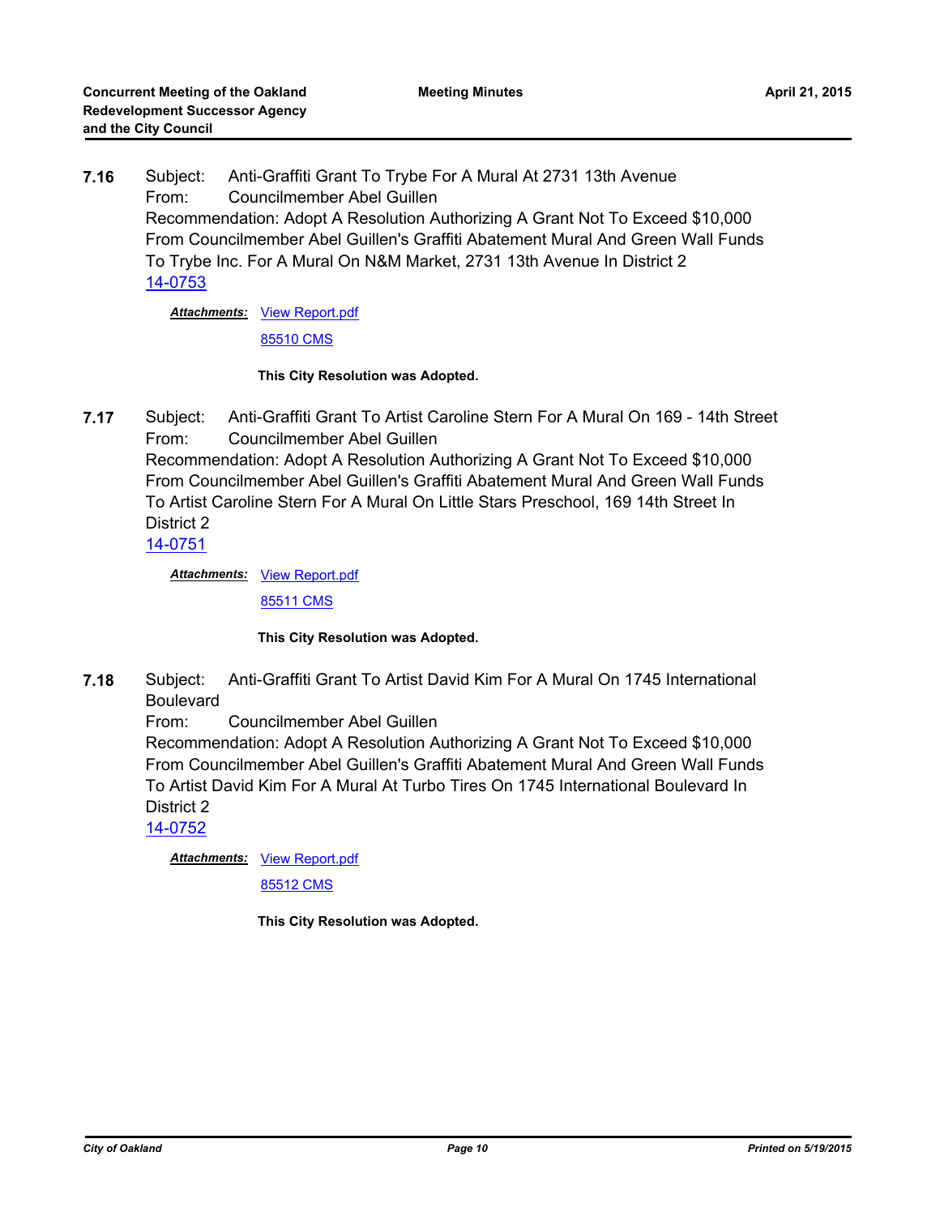**7.16** Subject: Anti-Graffiti Grant To Trybe For A Mural At 2731 13th Avenue
From: Councilmember Abel Guillen
Recommendation: Adopt A Resolution Authorizing A Grant Not To Exceed $10,000 From Councilmember Abel Guillen's Graffiti Abatement Mural And Green Wall Funds To Trybe Inc. For A Mural On N&M Market, 2731 13th Avenue In District 2
14-0753

***Attachments:*** View Report.pdf
85510 CMS

**This City Resolution was Adopted.**

**7.17** Subject: Anti-Graffiti Grant To Artist Caroline Stern For A Mural On 169 - 14th Street
From: Councilmember Abel Guillen
Recommendation: Adopt A Resolution Authorizing A Grant Not To Exceed $10,000 From Councilmember Abel Guillen's Graffiti Abatement Mural And Green Wall Funds To Artist Caroline Stern For A Mural On Little Stars Preschool, 169 14th Street In District 2
14-0751

***Attachments:*** View Report.pdf
85511 CMS

**This City Resolution was Adopted.**

**7.18** Subject: Anti-Graffiti Grant To Artist David Kim For A Mural On 1745 International Boulevard
From: Councilmember Abel Guillen
Recommendation: Adopt A Resolution Authorizing A Grant Not To Exceed $10,000 From Councilmember Abel Guillen's Graffiti Abatement Mural And Green Wall Funds To Artist David Kim For A Mural At Turbo Tires On 1745 International Boulevard In District 2
14-0752

***Attachments:*** View Report.pdf
85512 CMS

**This City Resolution was Adopted.**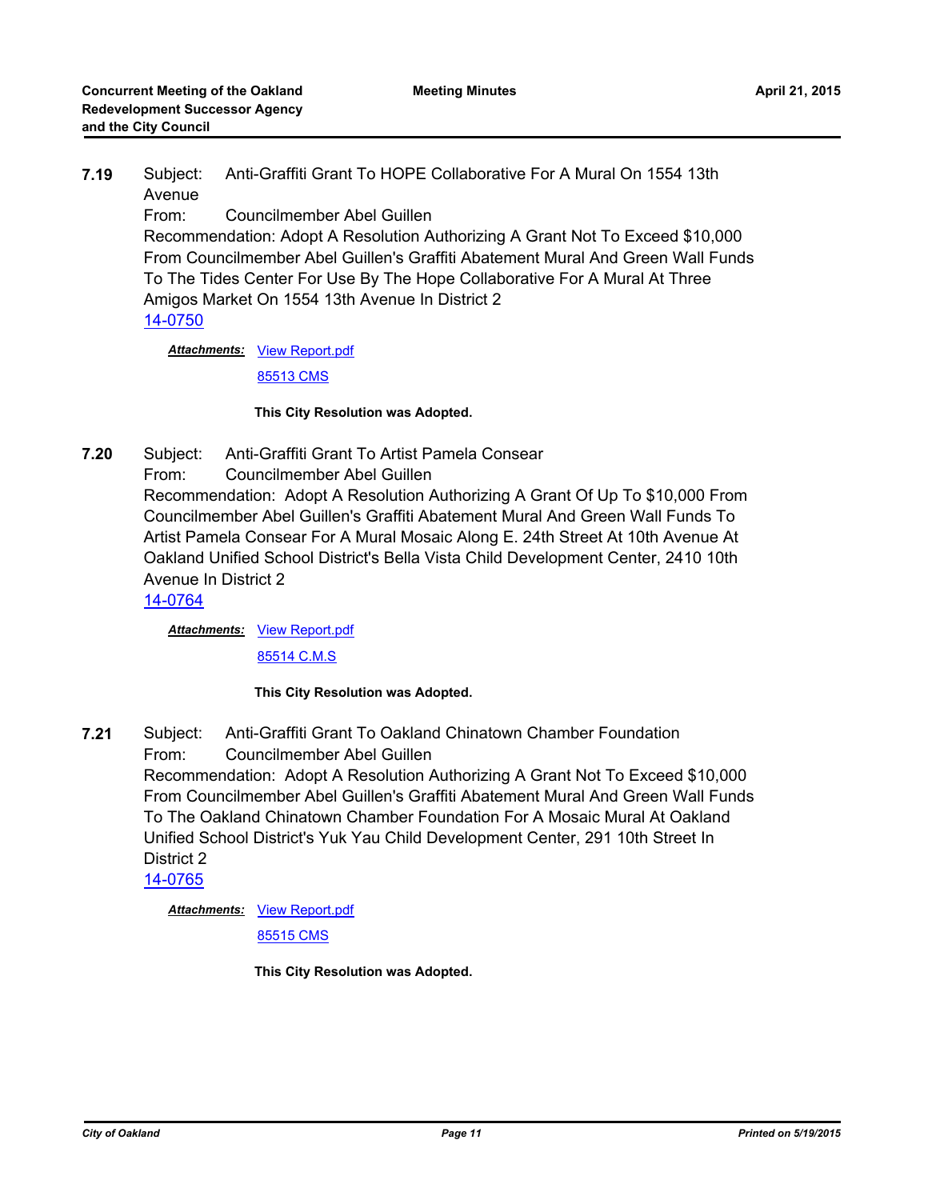**7.19** Subject: Anti-Graffiti Grant To HOPE Collaborative For A Mural On 1554 13th Avenue

From: Councilmember Abel Guillen

Recommendation: Adopt A Resolution Authorizing A Grant Not To Exceed $10,000 From Councilmember Abel Guillen's Graffiti Abatement Mural And Green Wall Funds To The Tides Center For Use By The Hope Collaborative For A Mural At Three Amigos Market On 1554 13th Avenue In District 2

14-0750

***Attachments:*** View Report.pdf

85513 CMS

**This City Resolution was Adopted.**

**7.20** Subject: Anti-Graffiti Grant To Artist Pamela Consear

From: Councilmember Abel Guillen

Recommendation: Adopt A Resolution Authorizing A Grant Of Up To $10,000 From Councilmember Abel Guillen's Graffiti Abatement Mural And Green Wall Funds To Artist Pamela Consear For A Mural Mosaic Along E. 24th Street At 10th Avenue At Oakland Unified School District's Bella Vista Child Development Center, 2410 10th Avenue In District 2

14-0764

***Attachments:*** View Report.pdf

85514 C.M.S

**This City Resolution was Adopted.**

**7.21** Subject: Anti-Graffiti Grant To Oakland Chinatown Chamber Foundation

From: Councilmember Abel Guillen

Recommendation: Adopt A Resolution Authorizing A Grant Not To Exceed $10,000 From Councilmember Abel Guillen's Graffiti Abatement Mural And Green Wall Funds To The Oakland Chinatown Chamber Foundation For A Mosaic Mural At Oakland Unified School District's Yuk Yau Child Development Center, 291 10th Street In District 2

14-0765

***Attachments:*** View Report.pdf

85515 CMS

**This City Resolution was Adopted.**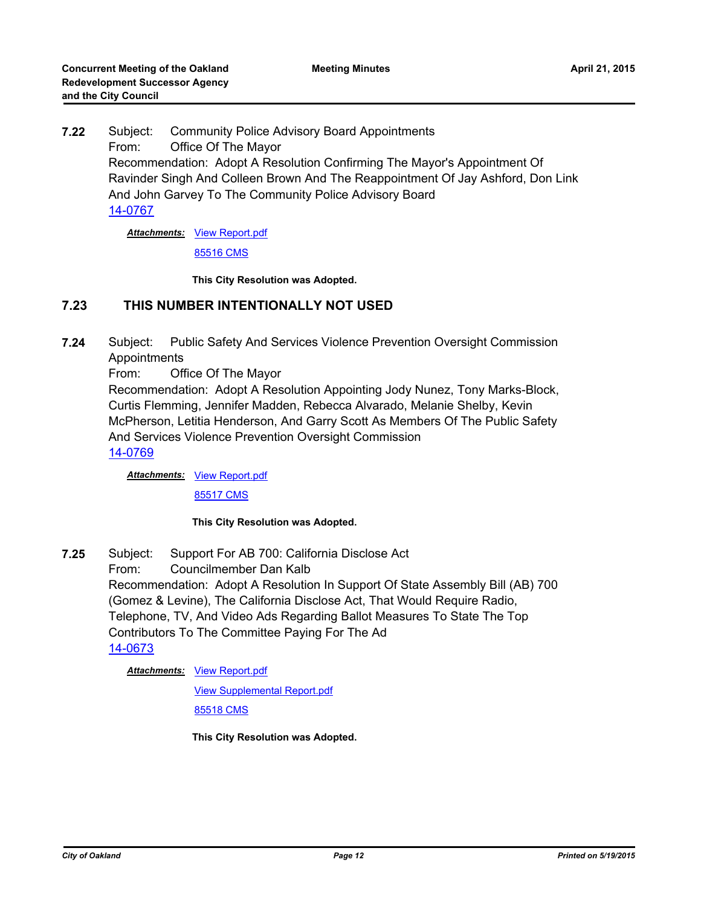**7.22** Subject: Community Police Advisory Board Appointments
From: Office Of The Mayor
Recommendation: Adopt A Resolution Confirming The Mayor's Appointment Of Ravinder Singh And Colleen Brown And The Reappointment Of Jay Ashford, Don Link And John Garvey To The Community Police Advisory Board
14-0767

***Attachments:*** View Report.pdf
85516 CMS

**This City Resolution was Adopted.**

## 7.23 THIS NUMBER INTENTIONALLY NOT USED

**7.24** Subject: Public Safety And Services Violence Prevention Oversight Commission Appointments
From: Office Of The Mayor
Recommendation: Adopt A Resolution Appointing Jody Nunez, Tony Marks-Block, Curtis Flemming, Jennifer Madden, Rebecca Alvarado, Melanie Shelby, Kevin McPherson, Letitia Henderson, And Garry Scott As Members Of The Public Safety And Services Violence Prevention Oversight Commission
14-0769

***Attachments:*** View Report.pdf
85517 CMS

**This City Resolution was Adopted.**

**7.25** Subject: Support For AB 700: California Disclose Act
From: Councilmember Dan Kalb
Recommendation: Adopt A Resolution In Support Of State Assembly Bill (AB) 700 (Gomez & Levine), The California Disclose Act, That Would Require Radio, Telephone, TV, And Video Ads Regarding Ballot Measures To State The Top Contributors To The Committee Paying For The Ad
14-0673

***Attachments:*** View Report.pdf
View Supplemental Report.pdf
85518 CMS

**This City Resolution was Adopted.**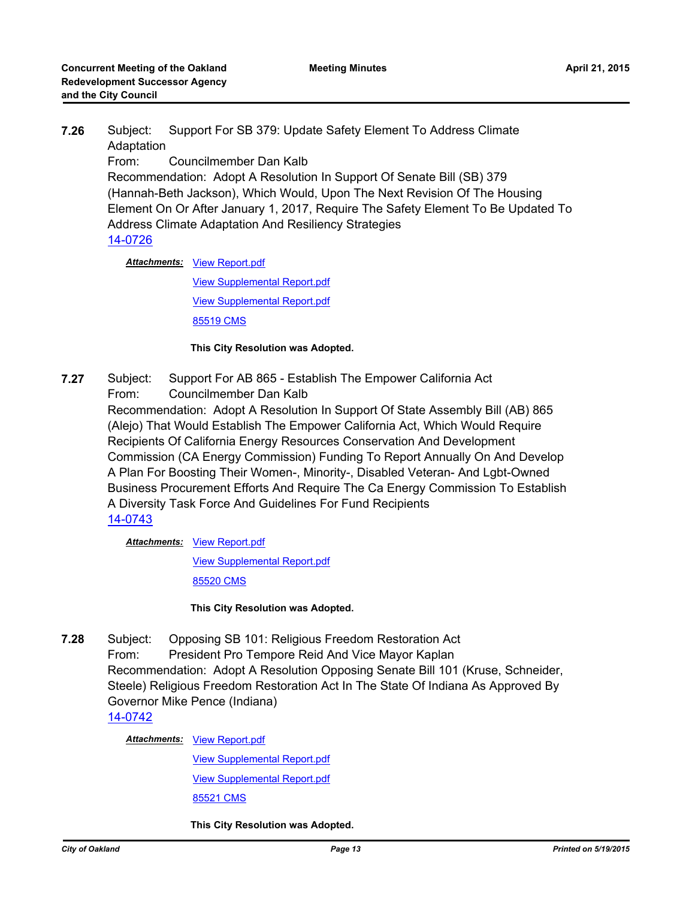**7.26** Subject: Support For SB 379: Update Safety Element To Address Climate Adaptation

From: Councilmember Dan Kalb

Recommendation: Adopt A Resolution In Support Of Senate Bill (SB) 379 (Hannah-Beth Jackson), Which Would, Upon The Next Revision Of The Housing Element On Or After January 1, 2017, Require The Safety Element To Be Updated To Address Climate Adaptation And Resiliency Strategies

14-0726

***Attachments:*** View Report.pdf

View Supplemental Report.pdf

View Supplemental Report.pdf

85519 CMS

**This City Resolution was Adopted.**

**7.27** Subject: Support For AB 865 - Establish The Empower California Act

From: Councilmember Dan Kalb

Recommendation: Adopt A Resolution In Support Of State Assembly Bill (AB) 865 (Alejo) That Would Establish The Empower California Act, Which Would Require Recipients Of California Energy Resources Conservation And Development Commission (CA Energy Commission) Funding To Report Annually On And Develop A Plan For Boosting Their Women-, Minority-, Disabled Veteran- And Lgbt-Owned Business Procurement Efforts And Require The Ca Energy Commission To Establish A Diversity Task Force And Guidelines For Fund Recipients

14-0743

***Attachments:*** View Report.pdf

View Supplemental Report.pdf

85520 CMS

**This City Resolution was Adopted.**

**7.28** Subject: Opposing SB 101: Religious Freedom Restoration Act

From: President Pro Tempore Reid And Vice Mayor Kaplan

Recommendation: Adopt A Resolution Opposing Senate Bill 101 (Kruse, Schneider, Steele) Religious Freedom Restoration Act In The State Of Indiana As Approved By Governor Mike Pence (Indiana)

14-0742

***Attachments:*** View Report.pdf

View Supplemental Report.pdf

View Supplemental Report.pdf

85521 CMS

**This City Resolution was Adopted.**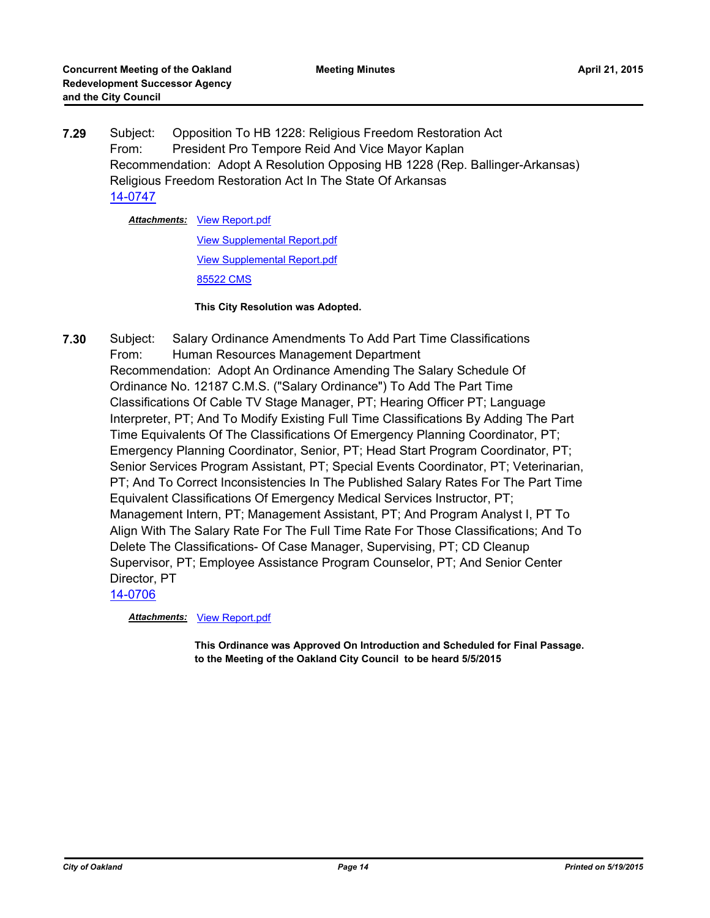**7.29** Subject: Opposition To HB 1228: Religious Freedom Restoration Act
From: President Pro Tempore Reid And Vice Mayor Kaplan
Recommendation: Adopt A Resolution Opposing HB 1228 (Rep. Ballinger-Arkansas) Religious Freedom Restoration Act In The State Of Arkansas
14-0747

***Attachments:*** View Report.pdf
View Supplemental Report.pdf
View Supplemental Report.pdf
85522 CMS

**This City Resolution was Adopted.**

**7.30** Subject: Salary Ordinance Amendments To Add Part Time Classifications
From: Human Resources Management Department
Recommendation: Adopt An Ordinance Amending The Salary Schedule Of Ordinance No. 12187 C.M.S. ("Salary Ordinance") To Add The Part Time Classifications Of Cable TV Stage Manager, PT; Hearing Officer PT; Language Interpreter, PT; And To Modify Existing Full Time Classifications By Adding The Part Time Equivalents Of The Classifications Of Emergency Planning Coordinator, PT; Emergency Planning Coordinator, Senior, PT; Head Start Program Coordinator, PT; Senior Services Program Assistant, PT; Special Events Coordinator, PT; Veterinarian, PT; And To Correct Inconsistencies In The Published Salary Rates For The Part Time Equivalent Classifications Of Emergency Medical Services Instructor, PT; Management Intern, PT; Management Assistant, PT; And Program Analyst I, PT To Align With The Salary Rate For The Full Time Rate For Those Classifications; And To Delete The Classifications- Of Case Manager, Supervising, PT; CD Cleanup Supervisor, PT; Employee Assistance Program Counselor, PT; And Senior Center Director, PT
14-0706

***Attachments:*** View Report.pdf

**This Ordinance was Approved On Introduction and Scheduled for Final Passage. to the Meeting of the Oakland City Council to be heard 5/5/2015**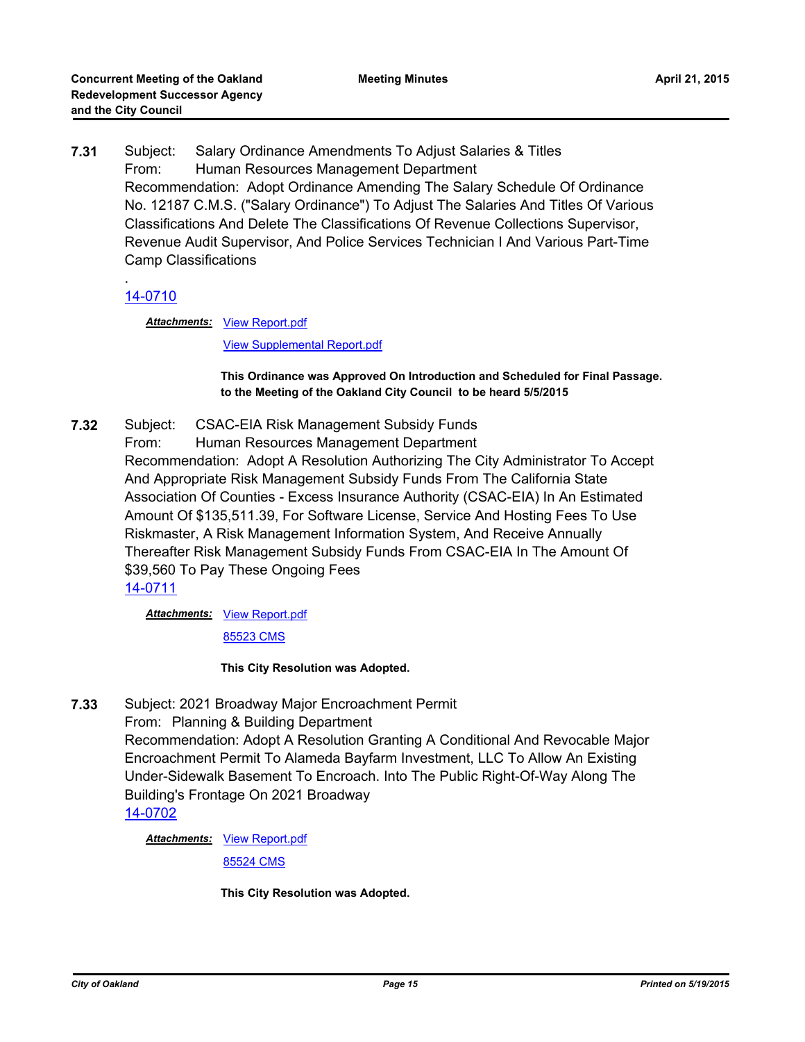**7.31** Subject: Salary Ordinance Amendments To Adjust Salaries & Titles
From: Human Resources Management Department
Recommendation: Adopt Ordinance Amending The Salary Schedule Of Ordinance No. 12187 C.M.S. ("Salary Ordinance") To Adjust The Salaries And Titles Of Various Classifications And Delete The Classifications Of Revenue Collections Supervisor, Revenue Audit Supervisor, And Police Services Technician I And Various Part-Time Camp Classifications

.

14-0710

***Attachments:*** View Report.pdf

View Supplemental Report.pdf

**This Ordinance was Approved On Introduction and Scheduled for Final Passage. to the Meeting of the Oakland City Council to be heard 5/5/2015**

**7.32** Subject: CSAC-EIA Risk Management Subsidy Funds
From: Human Resources Management Department
Recommendation: Adopt A Resolution Authorizing The City Administrator To Accept And Appropriate Risk Management Subsidy Funds From The California State Association Of Counties - Excess Insurance Authority (CSAC-EIA) In An Estimated Amount Of $135,511.39, For Software License, Service And Hosting Fees To Use Riskmaster, A Risk Management Information System, And Receive Annually Thereafter Risk Management Subsidy Funds From CSAC-EIA In The Amount Of $39,560 To Pay These Ongoing Fees
14-0711

***Attachments:*** View Report.pdf

85523 CMS

**This City Resolution was Adopted.**

**7.33** Subject: 2021 Broadway Major Encroachment Permit
From: Planning & Building Department
Recommendation: Adopt A Resolution Granting A Conditional And Revocable Major Encroachment Permit To Alameda Bayfarm Investment, LLC To Allow An Existing Under-Sidewalk Basement To Encroach. Into The Public Right-Of-Way Along The Building's Frontage On 2021 Broadway
14-0702

***Attachments:*** View Report.pdf

85524 CMS

**This City Resolution was Adopted.**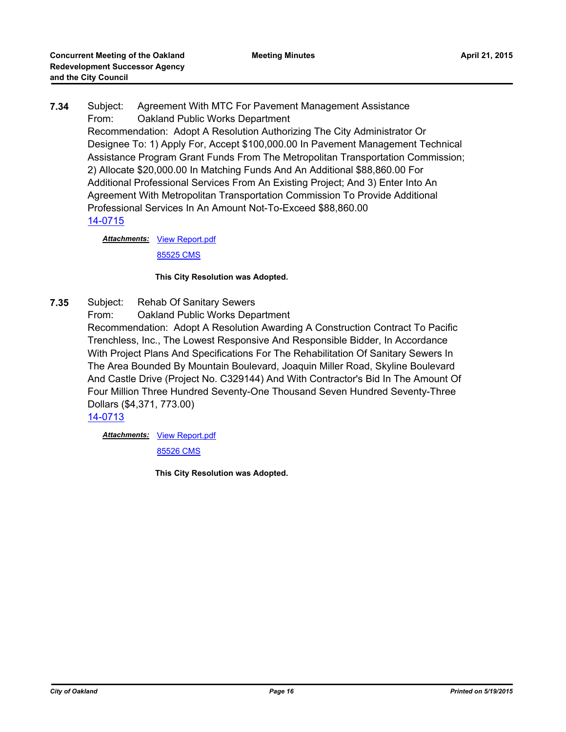**7.34** Subject: Agreement With MTC For Pavement Management Assistance
From: Oakland Public Works Department
Recommendation: Adopt A Resolution Authorizing The City Administrator Or Designee To: 1) Apply For, Accept $100,000.00 In Pavement Management Technical Assistance Program Grant Funds From The Metropolitan Transportation Commission; 2) Allocate $20,000.00 In Matching Funds And An Additional $88,860.00 For Additional Professional Services From An Existing Project; And 3) Enter Into An Agreement With Metropolitan Transportation Commission To Provide Additional Professional Services In An Amount Not-To-Exceed $88,860.00
14-0715

***Attachments:*** View Report.pdf
85525 CMS

**This City Resolution was Adopted.**

**7.35** Subject: Rehab Of Sanitary Sewers
From: Oakland Public Works Department
Recommendation: Adopt A Resolution Awarding A Construction Contract To Pacific Trenchless, Inc., The Lowest Responsive And Responsible Bidder, In Accordance With Project Plans And Specifications For The Rehabilitation Of Sanitary Sewers In The Area Bounded By Mountain Boulevard, Joaquin Miller Road, Skyline Boulevard And Castle Drive (Project No. C329144) And With Contractor's Bid In The Amount Of Four Million Three Hundred Seventy-One Thousand Seven Hundred Seventy-Three Dollars ($4,371, 773.00)
14-0713

***Attachments:*** View Report.pdf
85526 CMS

**This City Resolution was Adopted.**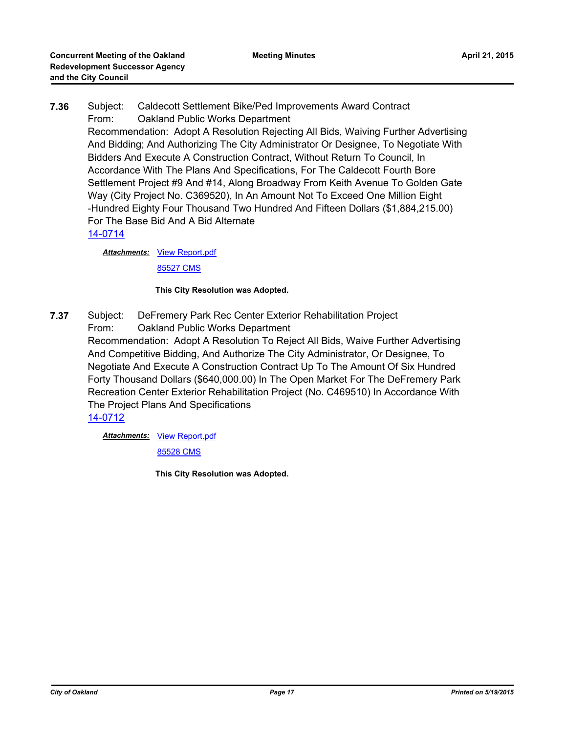**7.36** Subject: Caldecott Settlement Bike/Ped Improvements Award Contract
From: Oakland Public Works Department
Recommendation: Adopt A Resolution Rejecting All Bids, Waiving Further Advertising And Bidding; And Authorizing The City Administrator Or Designee, To Negotiate With Bidders And Execute A Construction Contract, Without Return To Council, In Accordance With The Plans And Specifications, For The Caldecott Fourth Bore Settlement Project #9 And #14, Along Broadway From Keith Avenue To Golden Gate Way (City Project No. C369520), In An Amount Not To Exceed One Million Eight -Hundred Eighty Four Thousand Two Hundred And Fifteen Dollars ($1,884,215.00) For The Base Bid And A Bid Alternate
14-0714

***Attachments:*** View Report.pdf
85527 CMS

**This City Resolution was Adopted.**

**7.37** Subject: DeFremery Park Rec Center Exterior Rehabilitation Project
From: Oakland Public Works Department
Recommendation: Adopt A Resolution To Reject All Bids, Waive Further Advertising And Competitive Bidding, And Authorize The City Administrator, Or Designee, To Negotiate And Execute A Construction Contract Up To The Amount Of Six Hundred Forty Thousand Dollars ($640,000.00) In The Open Market For The DeFremery Park Recreation Center Exterior Rehabilitation Project (No. C469510) In Accordance With The Project Plans And Specifications
14-0712

***Attachments:*** View Report.pdf
85528 CMS

**This City Resolution was Adopted.**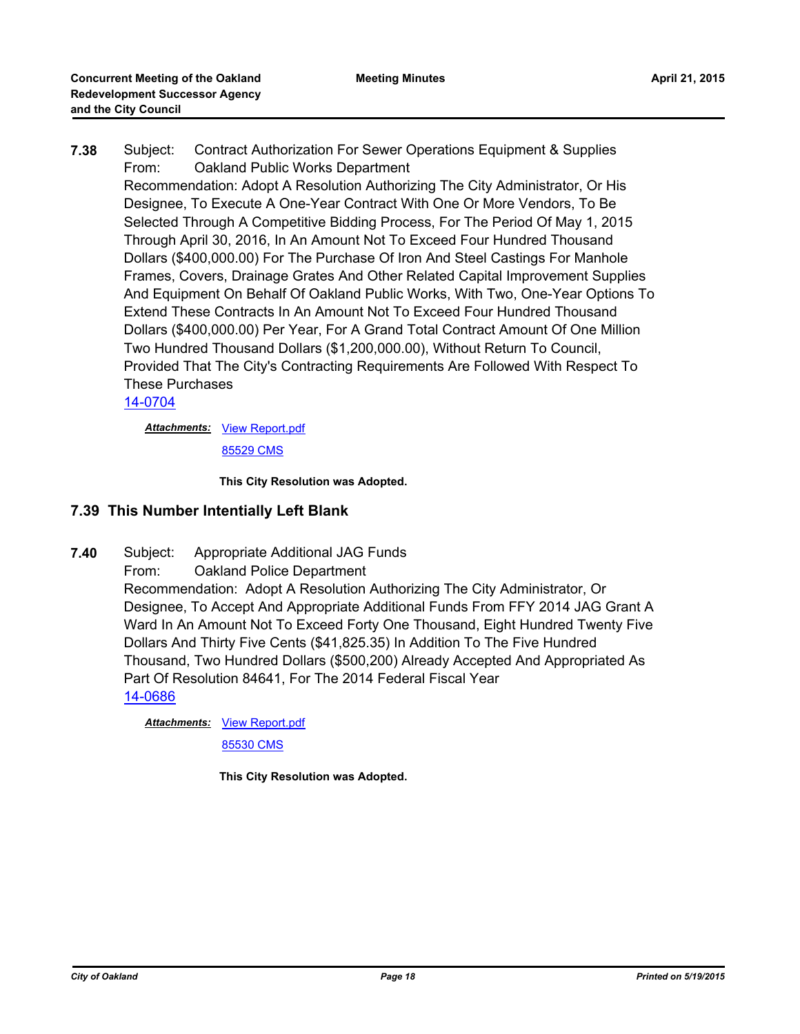**7.38** Subject: Contract Authorization For Sewer Operations Equipment & Supplies
From: Oakland Public Works Department
Recommendation: Adopt A Resolution Authorizing The City Administrator, Or His Designee, To Execute A One-Year Contract With One Or More Vendors, To Be Selected Through A Competitive Bidding Process, For The Period Of May 1, 2015 Through April 30, 2016, In An Amount Not To Exceed Four Hundred Thousand Dollars ($400,000.00) For The Purchase Of Iron And Steel Castings For Manhole Frames, Covers, Drainage Grates And Other Related Capital Improvement Supplies And Equipment On Behalf Of Oakland Public Works, With Two, One-Year Options To Extend These Contracts In An Amount Not To Exceed Four Hundred Thousand Dollars ($400,000.00) Per Year, For A Grand Total Contract Amount Of One Million Two Hundred Thousand Dollars ($1,200,000.00), Without Return To Council, Provided That The City's Contracting Requirements Are Followed With Respect To These Purchases
14-0704

***Attachments:*** View Report.pdf
85529 CMS

**This City Resolution was Adopted.**

## 7.39 This Number Intentionally Left Blank

**7.40** Subject: Appropriate Additional JAG Funds
From: Oakland Police Department
Recommendation: Adopt A Resolution Authorizing The City Administrator, Or Designee, To Accept And Appropriate Additional Funds From FFY 2014 JAG Grant A Ward In An Amount Not To Exceed Forty One Thousand, Eight Hundred Twenty Five Dollars And Thirty Five Cents ($41,825.35) In Addition To The Five Hundred Thousand, Two Hundred Dollars ($500,200) Already Accepted And Appropriated As Part Of Resolution 84641, For The 2014 Federal Fiscal Year
14-0686

***Attachments:*** View Report.pdf
85530 CMS

**This City Resolution was Adopted.**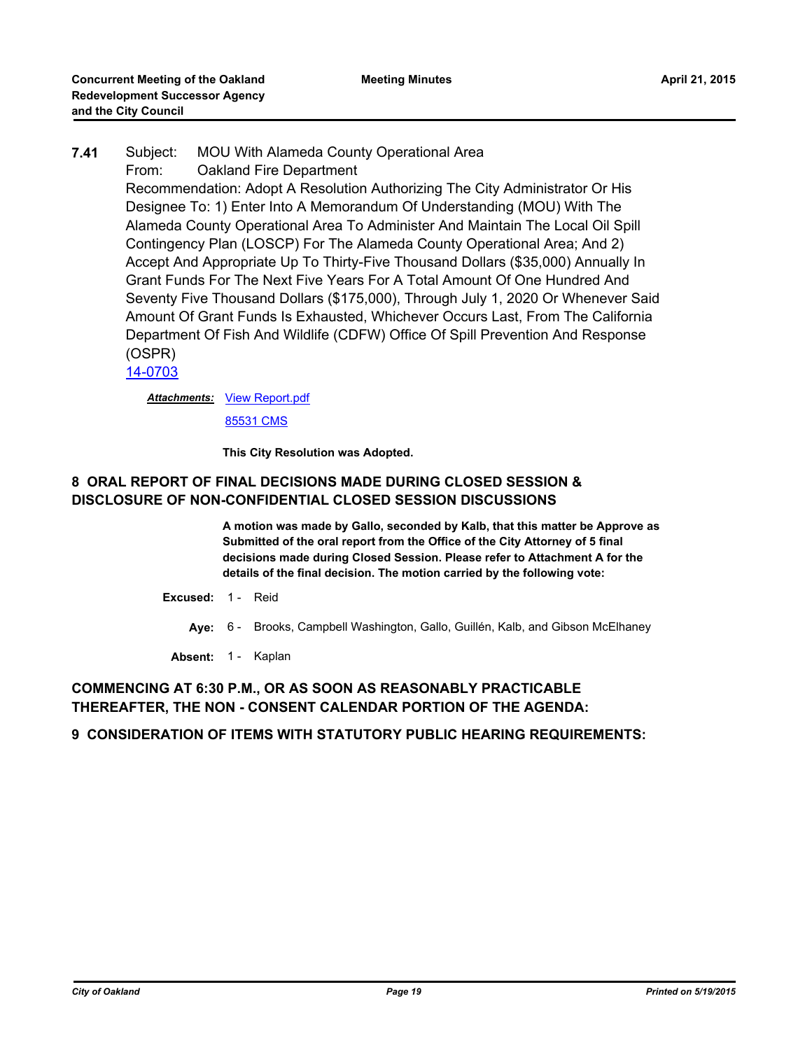**7.41** Subject: MOU With Alameda County Operational Area
From: Oakland Fire Department
Recommendation: Adopt A Resolution Authorizing The City Administrator Or His Designee To: 1) Enter Into A Memorandum Of Understanding (MOU) With The Alameda County Operational Area To Administer And Maintain The Local Oil Spill Contingency Plan (LOSCP) For The Alameda County Operational Area; And 2) Accept And Appropriate Up To Thirty-Five Thousand Dollars ($35,000) Annually In Grant Funds For The Next Five Years For A Total Amount Of One Hundred And Seventy Five Thousand Dollars ($175,000), Through July 1, 2020 Or Whenever Said Amount Of Grant Funds Is Exhausted, Whichever Occurs Last, From The California Department Of Fish And Wildlife (CDFW) Office Of Spill Prevention And Response (OSPR)
14-0703

***Attachments:*** View Report.pdf
85531 CMS

**This City Resolution was Adopted.**

## 8 ORAL REPORT OF FINAL DECISIONS MADE DURING CLOSED SESSION & DISCLOSURE OF NON-CONFIDENTIAL CLOSED SESSION DISCUSSIONS

**A motion was made by Gallo, seconded by Kalb, that this matter be Approve as Submitted of the oral report from the Office of the City Attorney of 5 final decisions made during Closed Session. Please refer to Attachment A for the details of the final decision. The motion carried by the following vote:**

**Excused:** 1 - Reid

**Aye:** 6 - Brooks, Campbell Washington, Gallo, Guillén, Kalb, and Gibson McElhaney

**Absent:** 1 - Kaplan

## COMMENCING AT 6:30 P.M., OR AS SOON AS REASONABLY PRACTICABLE THEREAFTER, THE NON - CONSENT CALENDAR PORTION OF THE AGENDA:

## 9 CONSIDERATION OF ITEMS WITH STATUTORY PUBLIC HEARING REQUIREMENTS: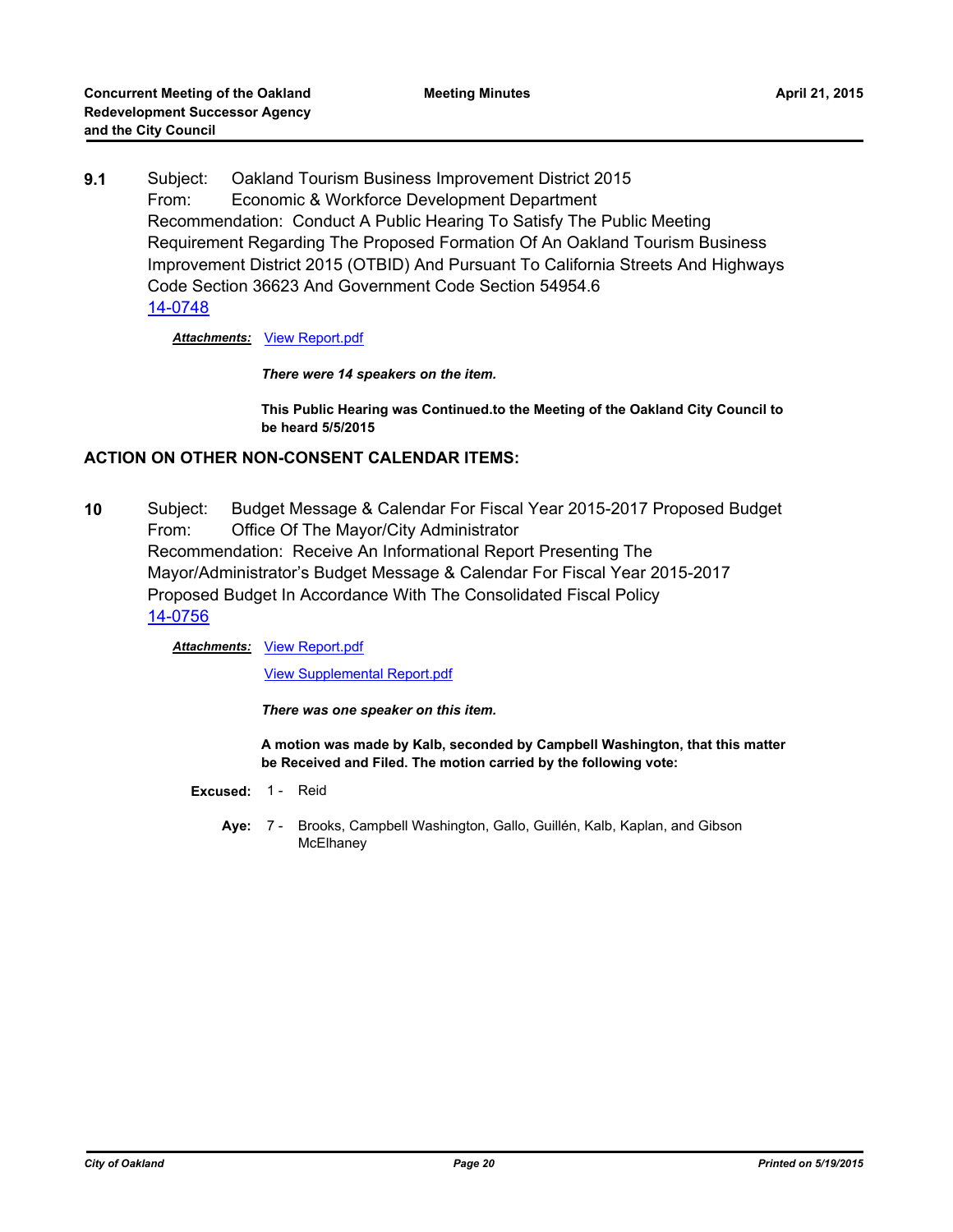**9.1** Subject: Oakland Tourism Business Improvement District 2015
From: Economic & Workforce Development Department
Recommendation: Conduct A Public Hearing To Satisfy The Public Meeting Requirement Regarding The Proposed Formation Of An Oakland Tourism Business Improvement District 2015 (OTBID) And Pursuant To California Streets And Highways Code Section 36623 And Government Code Section 54954.6
14-0748

***Attachments:*** View Report.pdf

***There were 14 speakers on the item.***

**This Public Hearing was Continued.to the Meeting of the Oakland City Council to be heard 5/5/2015**

## ACTION ON OTHER NON-CONSENT CALENDAR ITEMS:

**10** Subject: Budget Message & Calendar For Fiscal Year 2015-2017 Proposed Budget
From: Office Of The Mayor/City Administrator
Recommendation: Receive An Informational Report Presenting The Mayor/Administrator's Budget Message & Calendar For Fiscal Year 2015-2017 Proposed Budget In Accordance With The Consolidated Fiscal Policy
14-0756

***Attachments:*** View Report.pdf
View Supplemental Report.pdf

***There was one speaker on this item.***

**A motion was made by Kalb, seconded by Campbell Washington, that this matter be Received and Filed. The motion carried by the following vote:**

**Excused:** 1 - Reid

**Aye:** 7 - Brooks, Campbell Washington, Gallo, Guillén, Kalb, Kaplan, and Gibson McElhaney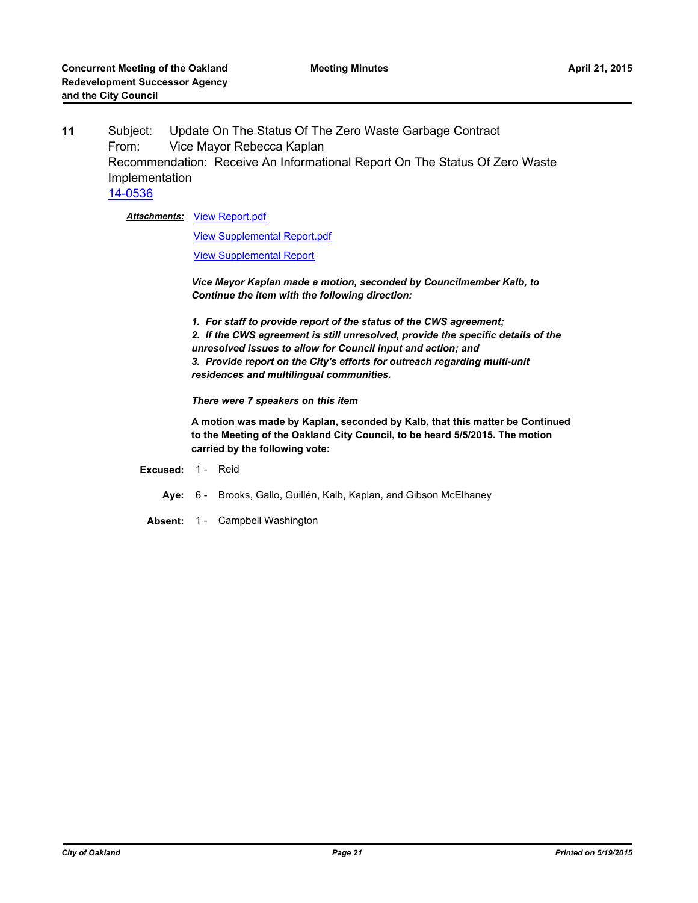**11** Subject: Update On The Status Of The Zero Waste Garbage Contract
From: Vice Mayor Rebecca Kaplan
Recommendation: Receive An Informational Report On The Status Of Zero Waste Implementation
14-0536

***Attachments:*** View Report.pdf

View Supplemental Report.pdf

View Supplemental Report

***Vice Mayor Kaplan made a motion, seconded by Councilmember Kalb, to Continue the item with the following direction:***

***1. For staff to provide report of the status of the CWS agreement;***
***2. If the CWS agreement is still unresolved, provide the specific details of the unresolved issues to allow for Council input and action; and***
***3. Provide report on the City's efforts for outreach regarding multi-unit residences and multilingual communities.***

***There were 7 speakers on this item***

**A motion was made by Kaplan, seconded by Kalb, that this matter be Continued to the Meeting of the Oakland City Council, to be heard 5/5/2015. The motion carried by the following vote:**

**Excused:** 1 - Reid

**Aye:** 6 - Brooks, Gallo, Guillén, Kalb, Kaplan, and Gibson McElhaney

**Absent:** 1 - Campbell Washington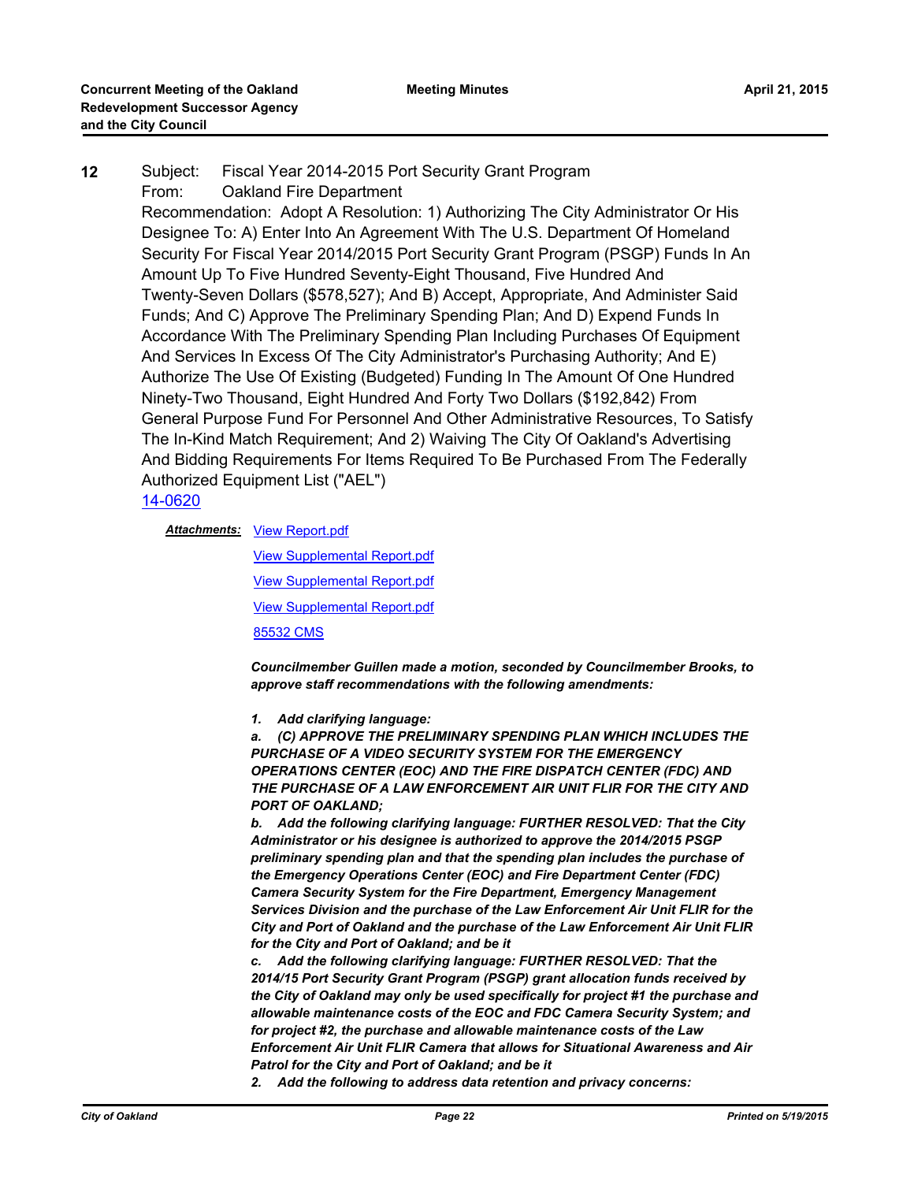**12** Subject: Fiscal Year 2014-2015 Port Security Grant Program
From: Oakland Fire Department
Recommendation: Adopt A Resolution: 1) Authorizing The City Administrator Or His Designee To: A) Enter Into An Agreement With The U.S. Department Of Homeland Security For Fiscal Year 2014/2015 Port Security Grant Program (PSGP) Funds In An Amount Up To Five Hundred Seventy-Eight Thousand, Five Hundred And Twenty-Seven Dollars ($578,527); And B) Accept, Appropriate, And Administer Said Funds; And C) Approve The Preliminary Spending Plan; And D) Expend Funds In Accordance With The Preliminary Spending Plan Including Purchases Of Equipment And Services In Excess Of The City Administrator's Purchasing Authority; And E) Authorize The Use Of Existing (Budgeted) Funding In The Amount Of One Hundred Ninety-Two Thousand, Eight Hundred And Forty Two Dollars ($192,842) From General Purpose Fund For Personnel And Other Administrative Resources, To Satisfy The In-Kind Match Requirement; And 2) Waiving The City Of Oakland's Advertising And Bidding Requirements For Items Required To Be Purchased From The Federally Authorized Equipment List ("AEL")
14-0620

***Attachments:*** View Report.pdf
View Supplemental Report.pdf
View Supplemental Report.pdf
View Supplemental Report.pdf
85532 CMS

***Councilmember Guillen made a motion, seconded by Councilmember Brooks, to approve staff recommendations with the following amendments:***

***1. Add clarifying language:***

***a. (C) APPROVE THE PRELIMINARY SPENDING PLAN WHICH INCLUDES THE PURCHASE OF A VIDEO SECURITY SYSTEM FOR THE EMERGENCY OPERATIONS CENTER (EOC) AND THE FIRE DISPATCH CENTER (FDC) AND THE PURCHASE OF A LAW ENFORCEMENT AIR UNIT FLIR FOR THE CITY AND PORT OF OAKLAND;***

***b. Add the following clarifying language: FURTHER RESOLVED: That the City Administrator or his designee is authorized to approve the 2014/2015 PSGP preliminary spending plan and that the spending plan includes the purchase of the Emergency Operations Center (EOC) and Fire Department Center (FDC) Camera Security System for the Fire Department, Emergency Management Services Division and the purchase of the Law Enforcement Air Unit FLIR for the City and Port of Oakland and the purchase of the Law Enforcement Air Unit FLIR for the City and Port of Oakland; and be it***

***c. Add the following clarifying language: FURTHER RESOLVED: That the 2014/15 Port Security Grant Program (PSGP) grant allocation funds received by the City of Oakland may only be used specifically for project #1 the purchase and allowable maintenance costs of the EOC and FDC Camera Security System; and for project #2, the purchase and allowable maintenance costs of the Law Enforcement Air Unit FLIR Camera that allows for Situational Awareness and Air Patrol for the City and Port of Oakland; and be it***

***2. Add the following to address data retention and privacy concerns:***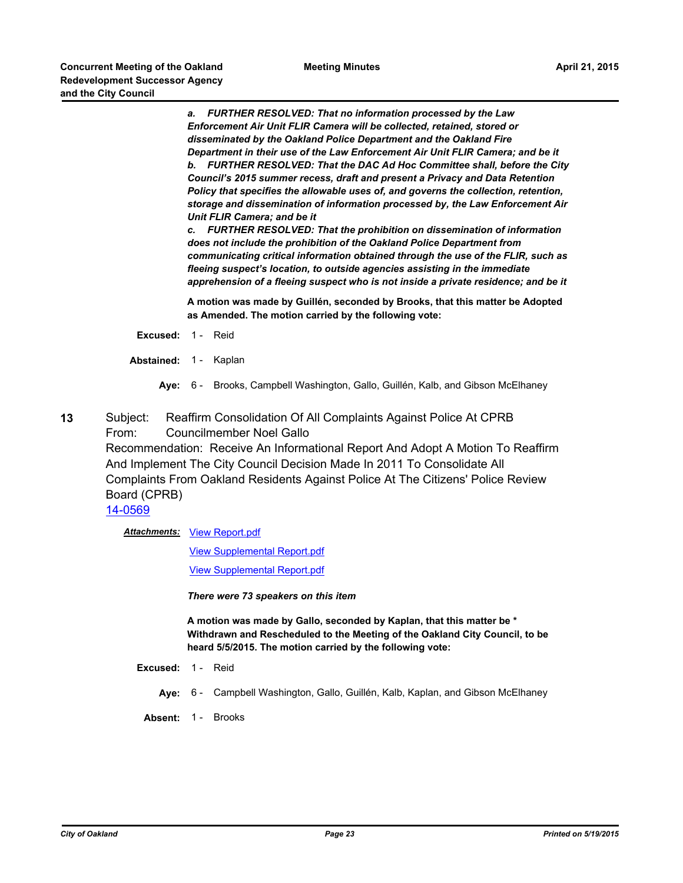*a. FURTHER RESOLVED: That no information processed by the Law Enforcement Air Unit FLIR Camera will be collected, retained, stored or disseminated by the Oakland Police Department and the Oakland Fire Department in their use of the Law Enforcement Air Unit FLIR Camera; and be it*

***b. FURTHER RESOLVED: That the DAC Ad Hoc Committee shall, before the City Council's 2015 summer recess, draft and present a Privacy and Data Retention Policy that specifies the allowable uses of, and governs the collection, retention, storage and dissemination of information processed by, the Law Enforcement Air Unit FLIR Camera; and be it***

***c. FURTHER RESOLVED: That the prohibition on dissemination of information does not include the prohibition of the Oakland Police Department from communicating critical information obtained through the use of the FLIR, such as fleeing suspect's location, to outside agencies assisting in the immediate apprehension of a fleeing suspect who is not inside a private residence; and be it***

**A motion was made by Guillén, seconded by Brooks, that this matter be Adopted as Amended. The motion carried by the following vote:**

**Excused:** 1 - Reid

**Abstained:** 1 - Kaplan

**Aye:** 6 - Brooks, Campbell Washington, Gallo, Guillén, Kalb, and Gibson McElhaney

**13** Subject: Reaffirm Consolidation Of All Complaints Against Police At CPRB
From: Councilmember Noel Gallo
Recommendation: Receive An Informational Report And Adopt A Motion To Reaffirm And Implement The City Council Decision Made In 2011 To Consolidate All Complaints From Oakland Residents Against Police At The Citizens' Police Review Board (CPRB)
14-0569

***Attachments:*** View Report.pdf
View Supplemental Report.pdf
View Supplemental Report.pdf

***There were 73 speakers on this item***

**A motion was made by Gallo, seconded by Kaplan, that this matter be * Withdrawn and Rescheduled to the Meeting of the Oakland City Council, to be heard 5/5/2015. The motion carried by the following vote:**

**Excused:** 1 - Reid

**Aye:** 6 - Campbell Washington, Gallo, Guillén, Kalb, Kaplan, and Gibson McElhaney

**Absent:** 1 - Brooks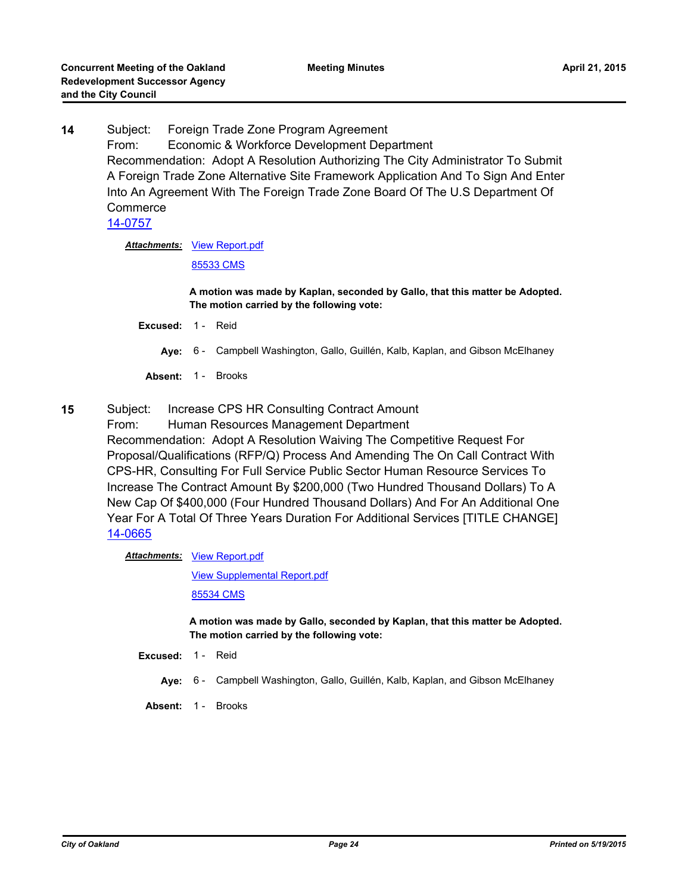**14** Subject: Foreign Trade Zone Program Agreement
From: Economic & Workforce Development Department
Recommendation: Adopt A Resolution Authorizing The City Administrator To Submit A Foreign Trade Zone Alternative Site Framework Application And To Sign And Enter Into An Agreement With The Foreign Trade Zone Board Of The U.S Department Of Commerce
14-0757

***Attachments:*** View Report.pdf
85533 CMS

**A motion was made by Kaplan, seconded by Gallo, that this matter be Adopted. The motion carried by the following vote:**

**Excused:** 1 - Reid

**Aye:** 6 - Campbell Washington, Gallo, Guillén, Kalb, Kaplan, and Gibson McElhaney

**Absent:** 1 - Brooks

**15** Subject: Increase CPS HR Consulting Contract Amount
From: Human Resources Management Department
Recommendation: Adopt A Resolution Waiving The Competitive Request For Proposal/Qualifications (RFP/Q) Process And Amending The On Call Contract With CPS-HR, Consulting For Full Service Public Sector Human Resource Services To Increase The Contract Amount By $200,000 (Two Hundred Thousand Dollars) To A New Cap Of $400,000 (Four Hundred Thousand Dollars) And For An Additional One Year For A Total Of Three Years Duration For Additional Services [TITLE CHANGE]
14-0665

***Attachments:*** View Report.pdf
View Supplemental Report.pdf
85534 CMS

**A motion was made by Gallo, seconded by Kaplan, that this matter be Adopted. The motion carried by the following vote:**

**Excused:** 1 - Reid

**Aye:** 6 - Campbell Washington, Gallo, Guillén, Kalb, Kaplan, and Gibson McElhaney

**Absent:** 1 - Brooks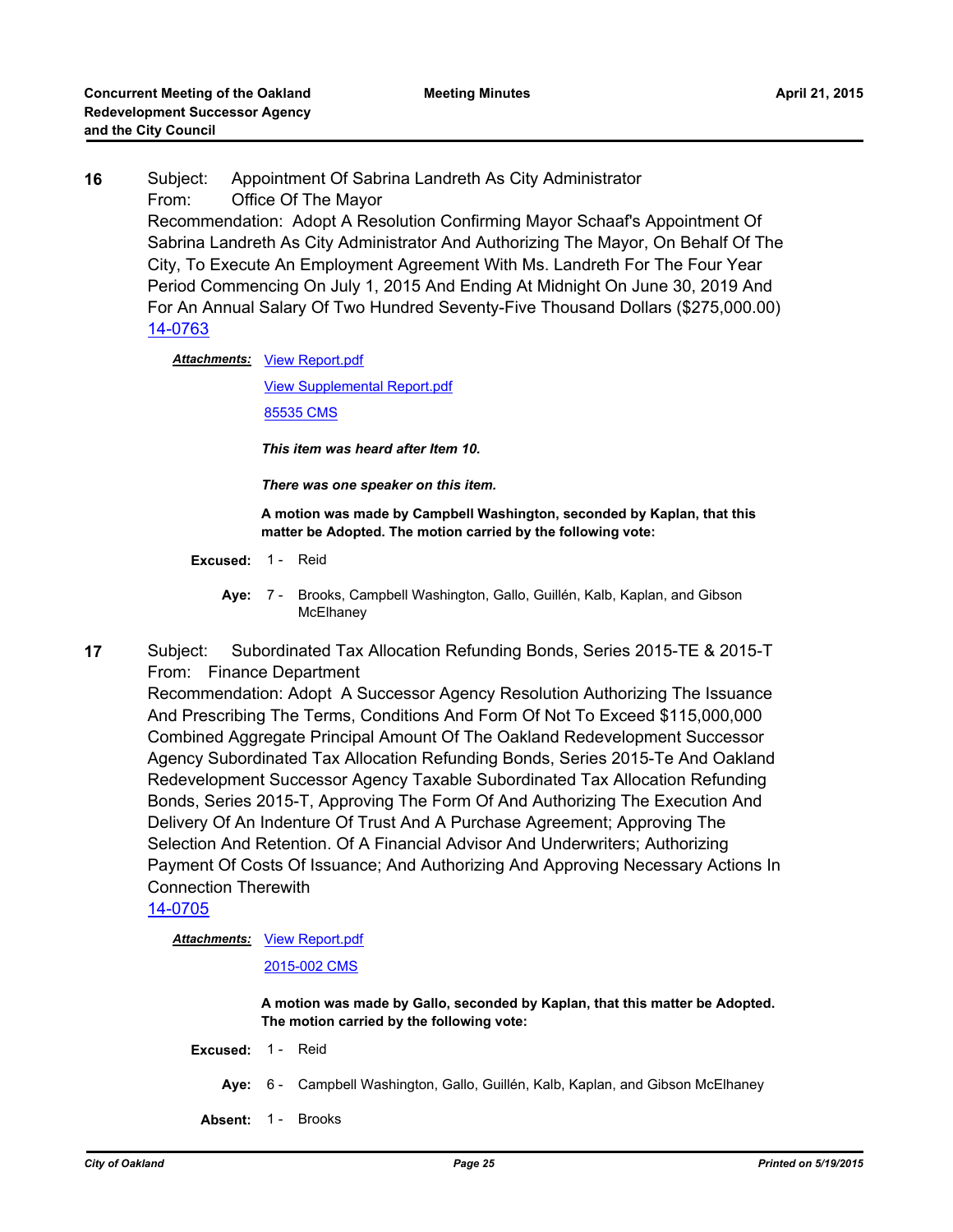**16** Subject: Appointment Of Sabrina Landreth As City Administrator
From: Office Of The Mayor
Recommendation: Adopt A Resolution Confirming Mayor Schaaf's Appointment Of Sabrina Landreth As City Administrator And Authorizing The Mayor, On Behalf Of The City, To Execute An Employment Agreement With Ms. Landreth For The Four Year Period Commencing On July 1, 2015 And Ending At Midnight On June 30, 2019 And For An Annual Salary Of Two Hundred Seventy-Five Thousand Dollars ($275,000.00)
14-0763

***Attachments:*** View Report.pdf
View Supplemental Report.pdf
85535 CMS

***This item was heard after Item 10.***

***There was one speaker on this item.***

**A motion was made by Campbell Washington, seconded by Kaplan, that this matter be Adopted. The motion carried by the following vote:**

**Excused:** 1 - Reid

**Aye:** 7 - Brooks, Campbell Washington, Gallo, Guillén, Kalb, Kaplan, and Gibson McElhaney

**17** Subject: Subordinated Tax Allocation Refunding Bonds, Series 2015-TE & 2015-T
From: Finance Department
Recommendation: Adopt A Successor Agency Resolution Authorizing The Issuance And Prescribing The Terms, Conditions And Form Of Not To Exceed $115,000,000 Combined Aggregate Principal Amount Of The Oakland Redevelopment Successor Agency Subordinated Tax Allocation Refunding Bonds, Series 2015-Te And Oakland Redevelopment Successor Agency Taxable Subordinated Tax Allocation Refunding Bonds, Series 2015-T, Approving The Form Of And Authorizing The Execution And Delivery Of An Indenture Of Trust And A Purchase Agreement; Approving The Selection And Retention. Of A Financial Advisor And Underwriters; Authorizing Payment Of Costs Of Issuance; And Authorizing And Approving Necessary Actions In Connection Therewith
14-0705

***Attachments:*** View Report.pdf
2015-002 CMS

**A motion was made by Gallo, seconded by Kaplan, that this matter be Adopted. The motion carried by the following vote:**

**Excused:** 1 - Reid

**Aye:** 6 - Campbell Washington, Gallo, Guillén, Kalb, Kaplan, and Gibson McElhaney

**Absent:** 1 - Brooks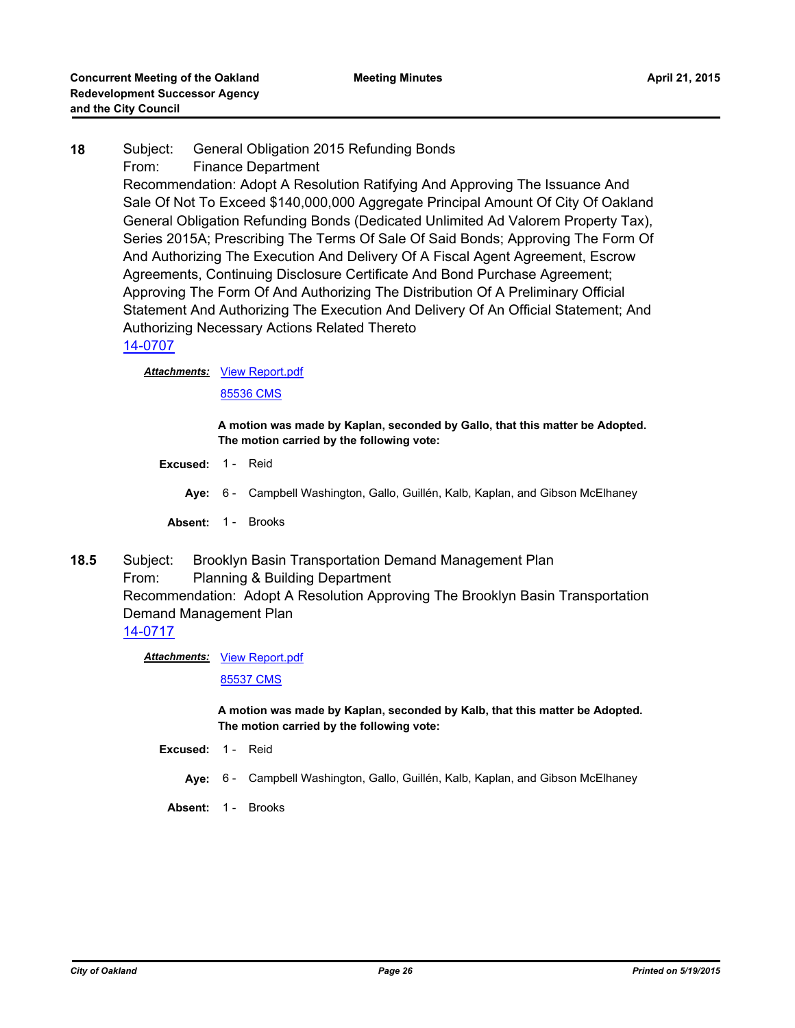**18** Subject: General Obligation 2015 Refunding Bonds

From: Finance Department

Recommendation: Adopt A Resolution Ratifying And Approving The Issuance And Sale Of Not To Exceed $140,000,000 Aggregate Principal Amount Of City Of Oakland General Obligation Refunding Bonds (Dedicated Unlimited Ad Valorem Property Tax), Series 2015A; Prescribing The Terms Of Sale Of Said Bonds; Approving The Form Of And Authorizing The Execution And Delivery Of A Fiscal Agent Agreement, Escrow Agreements, Continuing Disclosure Certificate And Bond Purchase Agreement; Approving The Form Of And Authorizing The Distribution Of A Preliminary Official Statement And Authorizing The Execution And Delivery Of An Official Statement; And Authorizing Necessary Actions Related Thereto

14-0707

***Attachments:*** View Report.pdf

85536 CMS

**A motion was made by Kaplan, seconded by Gallo, that this matter be Adopted. The motion carried by the following vote:**

**Excused:** 1 - Reid

**Aye:** 6 - Campbell Washington, Gallo, Guillén, Kalb, Kaplan, and Gibson McElhaney

**Absent:** 1 - Brooks

**18.5** Subject: Brooklyn Basin Transportation Demand Management Plan

From: Planning & Building Department

Recommendation: Adopt A Resolution Approving The Brooklyn Basin Transportation Demand Management Plan

14-0717

***Attachments:*** View Report.pdf

85537 CMS

**A motion was made by Kaplan, seconded by Kalb, that this matter be Adopted. The motion carried by the following vote:**

**Excused:** 1 - Reid

**Aye:** 6 - Campbell Washington, Gallo, Guillén, Kalb, Kaplan, and Gibson McElhaney

**Absent:** 1 - Brooks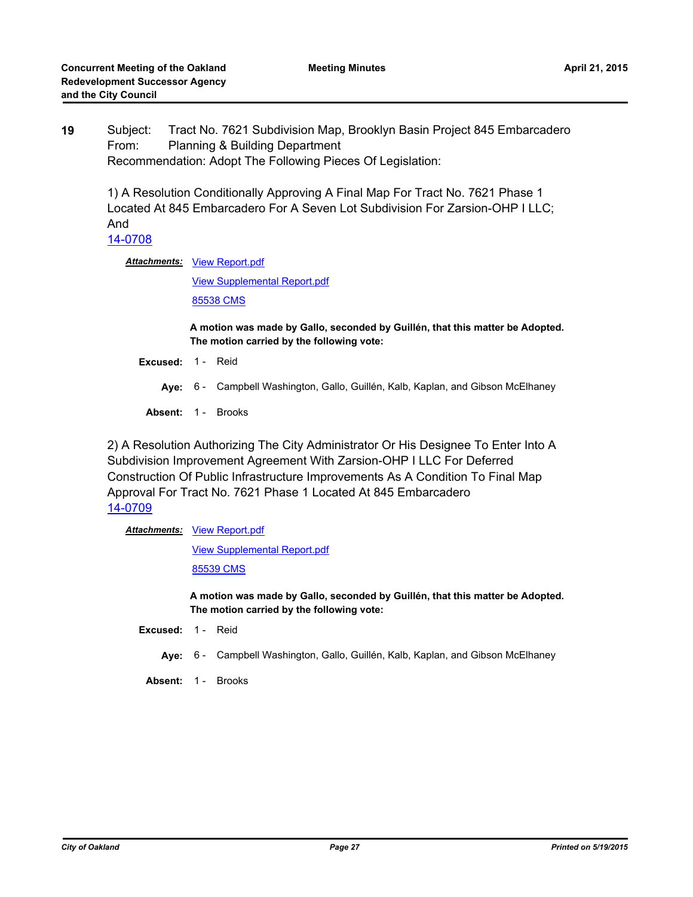**19** Subject: Tract No. 7621 Subdivision Map, Brooklyn Basin Project 845 Embarcadero
From: Planning & Building Department
Recommendation: Adopt The Following Pieces Of Legislation:

1) A Resolution Conditionally Approving A Final Map For Tract No. 7621 Phase 1 Located At 845 Embarcadero For A Seven Lot Subdivision For Zarsion-OHP I LLC; And
14-0708

***Attachments:*** View Report.pdf
View Supplemental Report.pdf
85538 CMS

**A motion was made by Gallo, seconded by Guillén, that this matter be Adopted. The motion carried by the following vote:**

**Excused:** 1 - Reid

**Aye:** 6 - Campbell Washington, Gallo, Guillén, Kalb, Kaplan, and Gibson McElhaney

**Absent:** 1 - Brooks

2) A Resolution Authorizing The City Administrator Or His Designee To Enter Into A Subdivision Improvement Agreement With Zarsion-OHP I LLC For Deferred Construction Of Public Infrastructure Improvements As A Condition To Final Map Approval For Tract No. 7621 Phase 1 Located At 845 Embarcadero
14-0709

***Attachments:*** View Report.pdf
View Supplemental Report.pdf
85539 CMS

**A motion was made by Gallo, seconded by Guillén, that this matter be Adopted. The motion carried by the following vote:**

**Excused:** 1 - Reid

**Aye:** 6 - Campbell Washington, Gallo, Guillén, Kalb, Kaplan, and Gibson McElhaney

**Absent:** 1 - Brooks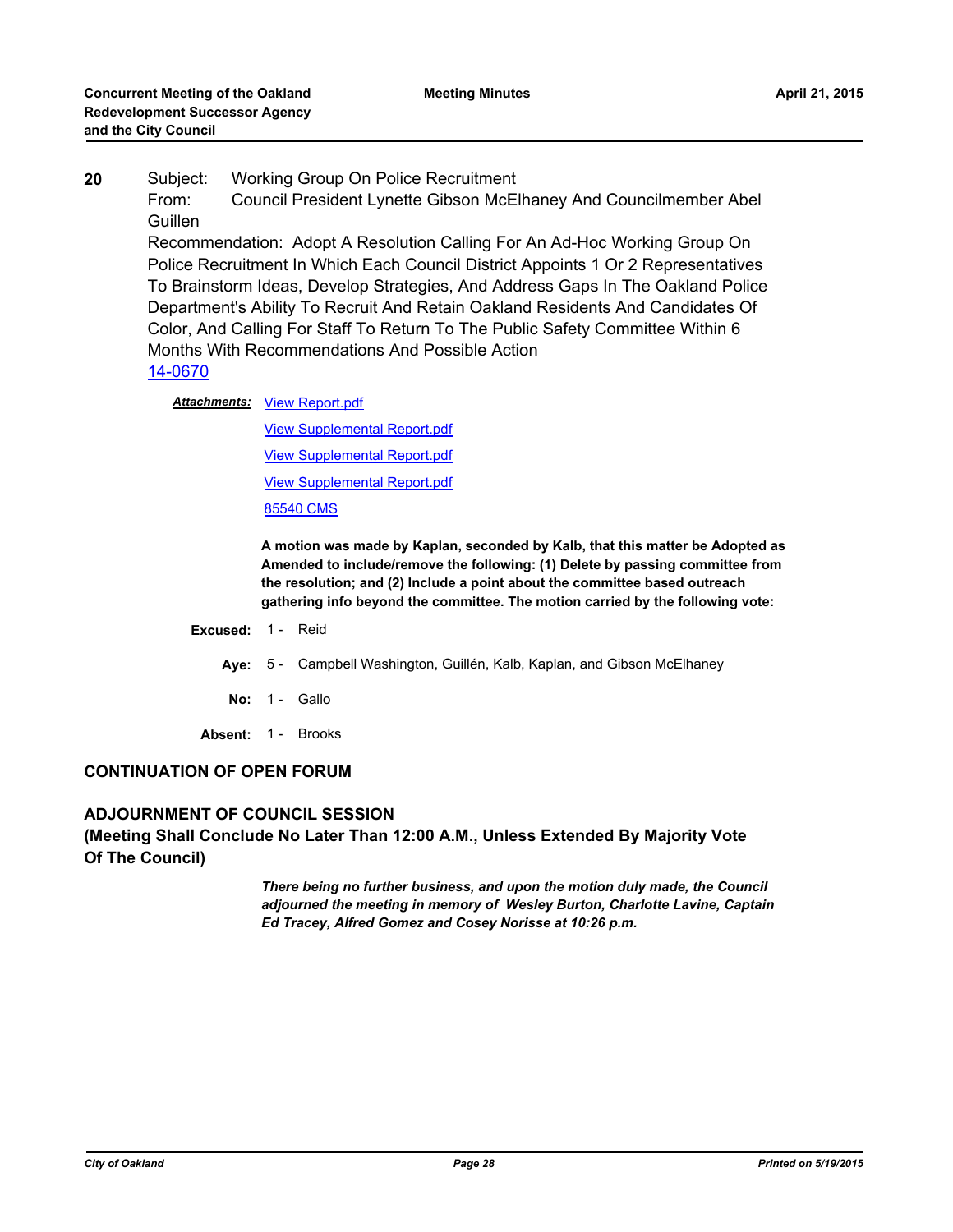**20** Subject: Working Group On Police Recruitment

From: Council President Lynette Gibson McElhaney And Councilmember Abel Guillen

Recommendation: Adopt A Resolution Calling For An Ad-Hoc Working Group On Police Recruitment In Which Each Council District Appoints 1 Or 2 Representatives To Brainstorm Ideas, Develop Strategies, And Address Gaps In The Oakland Police Department's Ability To Recruit And Retain Oakland Residents And Candidates Of Color, And Calling For Staff To Return To The Public Safety Committee Within 6 Months With Recommendations And Possible Action

14-0670

***Attachments:*** View Report.pdf

View Supplemental Report.pdf

View Supplemental Report.pdf

View Supplemental Report.pdf

85540 CMS

**A motion was made by Kaplan, seconded by Kalb, that this matter be Adopted as Amended to include/remove the following: (1) Delete by passing committee from the resolution; and (2) Include a point about the committee based outreach gathering info beyond the committee. The motion carried by the following vote:**

**Excused:** 1 - Reid

**Aye:** 5 - Campbell Washington, Guillén, Kalb, Kaplan, and Gibson McElhaney

**No:** 1 - Gallo

**Absent:** 1 - Brooks

## CONTINUATION OF OPEN FORUM

## ADJOURNMENT OF COUNCIL SESSION

## (Meeting Shall Conclude No Later Than 12:00 A.M., Unless Extended By Majority Vote Of The Council)

***There being no further business, and upon the motion duly made, the Council adjourned the meeting in memory of Wesley Burton, Charlotte Lavine, Captain Ed Tracey, Alfred Gomez and Cosey Norisse at 10:26 p.m.***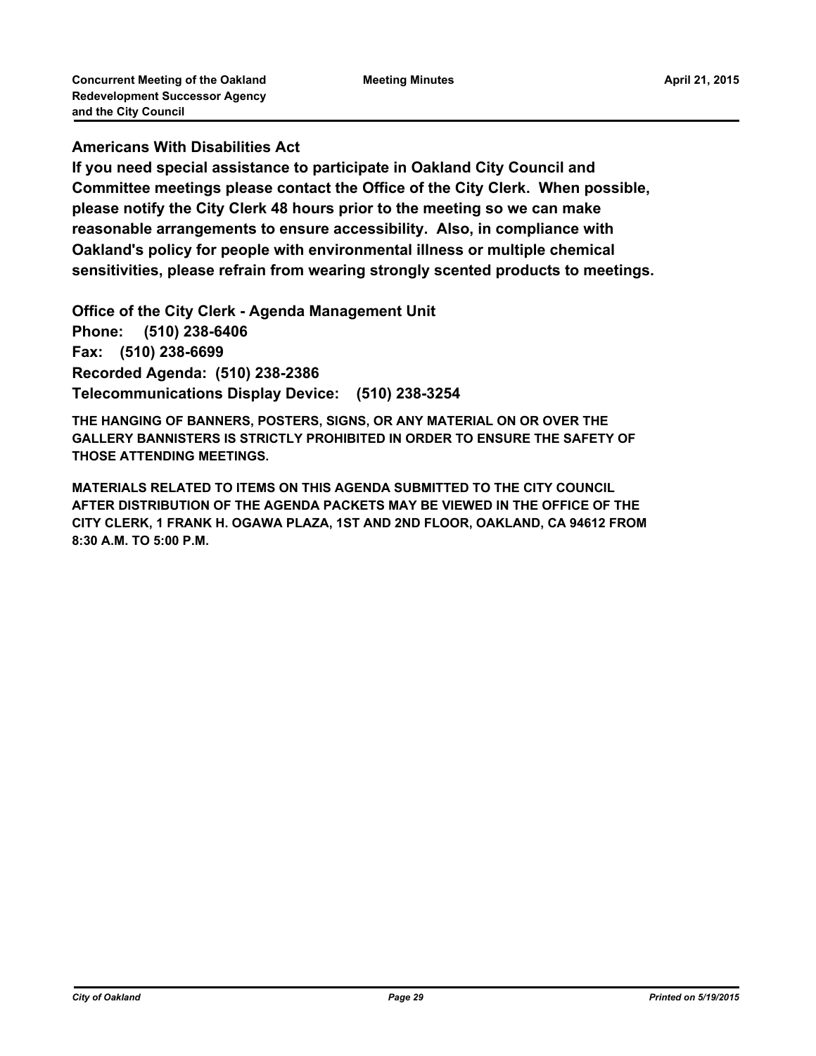**Americans With Disabilities Act**

**If you need special assistance to participate in Oakland City Council and Committee meetings please contact the Office of the City Clerk. When possible, please notify the City Clerk 48 hours prior to the meeting so we can make reasonable arrangements to ensure accessibility. Also, in compliance with Oakland's policy for people with environmental illness or multiple chemical sensitivities, please refrain from wearing strongly scented products to meetings.**

**Office of the City Clerk - Agenda Management Unit**
**Phone: (510) 238-6406**
**Fax: (510) 238-6699**
**Recorded Agenda: (510) 238-2386**
**Telecommunications Display Device: (510) 238-3254**

**THE HANGING OF BANNERS, POSTERS, SIGNS, OR ANY MATERIAL ON OR OVER THE GALLERY BANNISTERS IS STRICTLY PROHIBITED IN ORDER TO ENSURE THE SAFETY OF THOSE ATTENDING MEETINGS.**

**MATERIALS RELATED TO ITEMS ON THIS AGENDA SUBMITTED TO THE CITY COUNCIL AFTER DISTRIBUTION OF THE AGENDA PACKETS MAY BE VIEWED IN THE OFFICE OF THE CITY CLERK, 1 FRANK H. OGAWA PLAZA, 1ST AND 2ND FLOOR, OAKLAND, CA 94612 FROM 8:30 A.M. TO 5:00 P.M.**